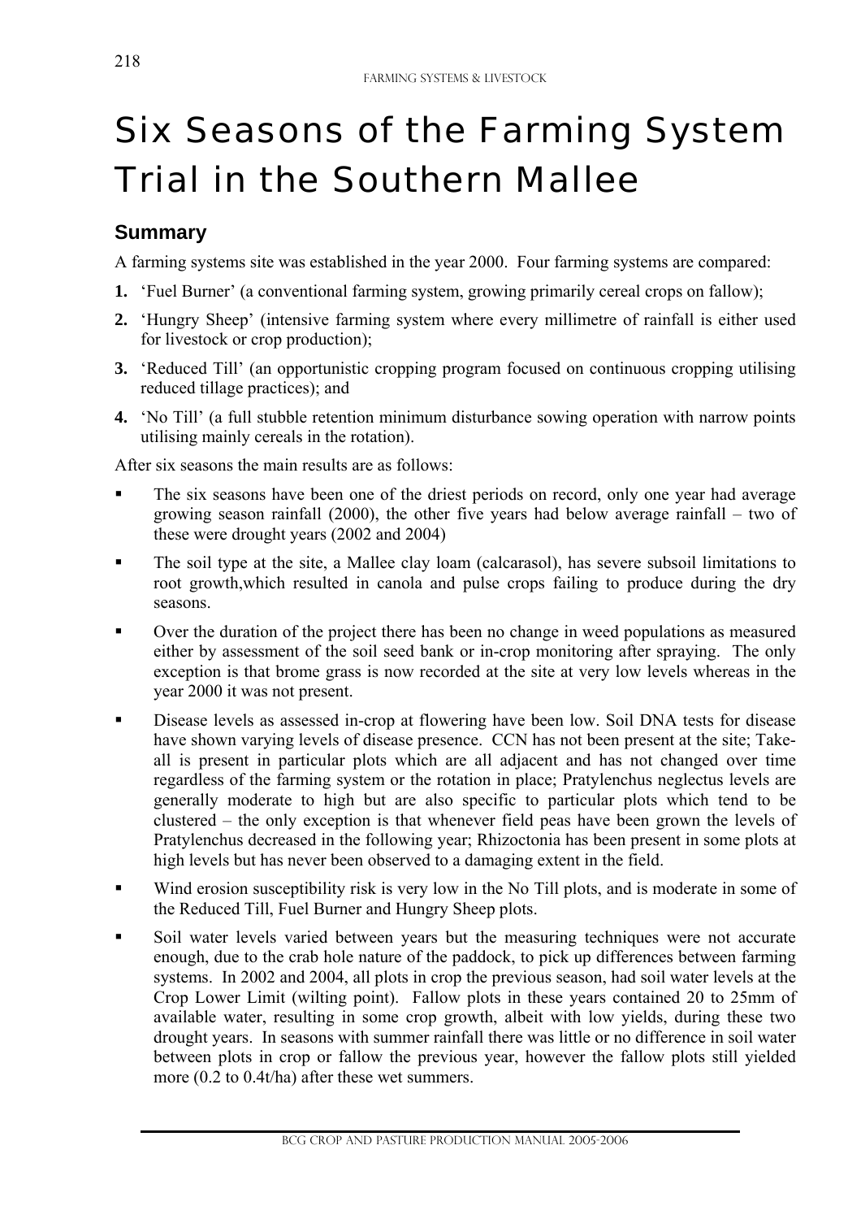# Six Seasons of the Farming System Trial in the Southern Mallee

## Summary

A farming systems site was established in the year 2000. Four farming systems are compared:

1. 'Fuel Burner' (a conventional farming system, growing primarily cereal crops on fallow);
2. 'Hungry Sheep' (intensive farming system where every millimetre of rainfall is either used for livestock or crop production);
3. 'Reduced Till' (an opportunistic cropping program focused on continuous cropping utilising reduced tillage practices); and
4. 'No Till' (a full stubble retention minimum disturbance sowing operation with narrow points utilising mainly cereals in the rotation).

After six seasons the main results are as follows:

- The six seasons have been one of the driest periods on record, only one year had average growing season rainfall (2000), the other five years had below average rainfall – two of these were drought years (2002 and 2004)
- The soil type at the site, a Mallee clay loam (calcarasol), has severe subsoil limitations to root growth,which resulted in canola and pulse crops failing to produce during the dry seasons.
- Over the duration of the project there has been no change in weed populations as measured either by assessment of the soil seed bank or in-crop monitoring after spraying. The only exception is that brome grass is now recorded at the site at very low levels whereas in the year 2000 it was not present.
- Disease levels as assessed in-crop at flowering have been low. Soil DNA tests for disease have shown varying levels of disease presence. CCN has not been present at the site; Take-all is present in particular plots which are all adjacent and has not changed over time regardless of the farming system or the rotation in place; Pratylenchus neglectus levels are generally moderate to high but are also specific to particular plots which tend to be clustered – the only exception is that whenever field peas have been grown the levels of Pratylenchus decreased in the following year; Rhizoctonia has been present in some plots at high levels but has never been observed to a damaging extent in the field.
- Wind erosion susceptibility risk is very low in the No Till plots, and is moderate in some of the Reduced Till, Fuel Burner and Hungry Sheep plots.
- Soil water levels varied between years but the measuring techniques were not accurate enough, due to the crab hole nature of the paddock, to pick up differences between farming systems. In 2002 and 2004, all plots in crop the previous season, had soil water levels at the Crop Lower Limit (wilting point). Fallow plots in these years contained 20 to 25mm of available water, resulting in some crop growth, albeit with low yields, during these two drought years. In seasons with summer rainfall there was little or no difference in soil water between plots in crop or fallow the previous year, however the fallow plots still yielded more (0.2 to 0.4t/ha) after these wet summers.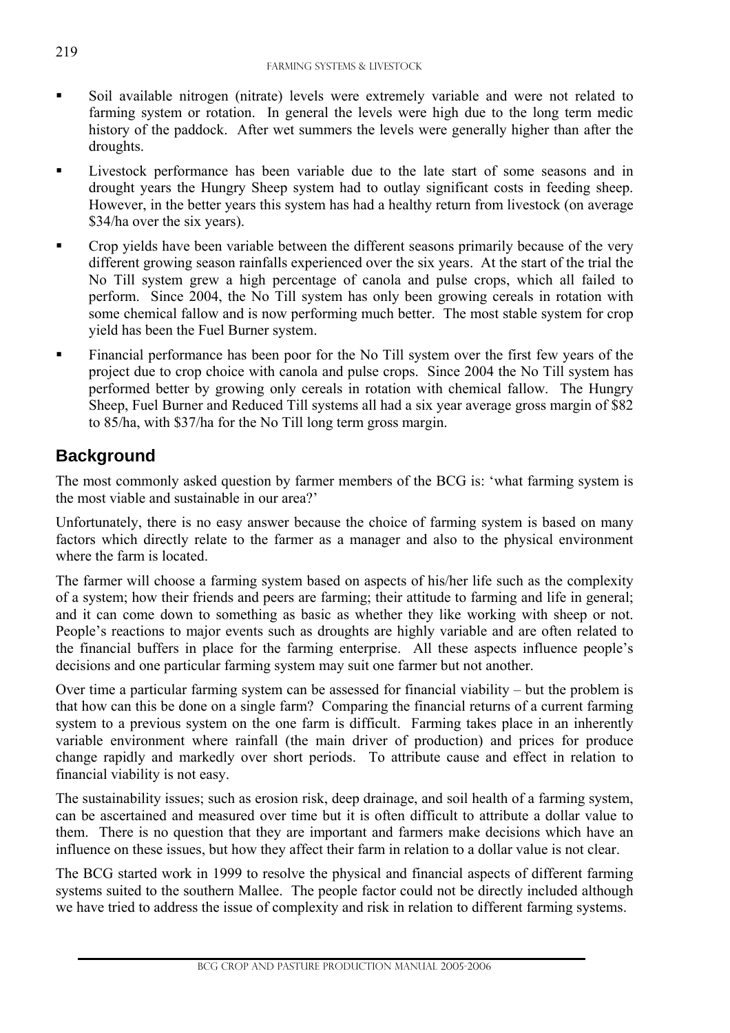- Soil available nitrogen (nitrate) levels were extremely variable and were not related to farming system or rotation. In general the levels were high due to the long term medic history of the paddock. After wet summers the levels were generally higher than after the droughts.
- Livestock performance has been variable due to the late start of some seasons and in drought years the Hungry Sheep system had to outlay significant costs in feeding sheep. However, in the better years this system has had a healthy return from livestock (on average $34/ha over the six years).
- Crop yields have been variable between the different seasons primarily because of the very different growing season rainfalls experienced over the six years. At the start of the trial the No Till system grew a high percentage of canola and pulse crops, which all failed to perform. Since 2004, the No Till system has only been growing cereals in rotation with some chemical fallow and is now performing much better. The most stable system for crop yield has been the Fuel Burner system.
- Financial performance has been poor for the No Till system over the first few years of the project due to crop choice with canola and pulse crops. Since 2004 the No Till system has performed better by growing only cereals in rotation with chemical fallow. The Hungry Sheep, Fuel Burner and Reduced Till systems all had a six year average gross margin of $82 to 85/ha, with $37/ha for the No Till long term gross margin.

## Background

The most commonly asked question by farmer members of the BCG is: 'what farming system is the most viable and sustainable in our area?'

Unfortunately, there is no easy answer because the choice of farming system is based on many factors which directly relate to the farmer as a manager and also to the physical environment where the farm is located.

The farmer will choose a farming system based on aspects of his/her life such as the complexity of a system; how their friends and peers are farming; their attitude to farming and life in general; and it can come down to something as basic as whether they like working with sheep or not. People's reactions to major events such as droughts are highly variable and are often related to the financial buffers in place for the farming enterprise. All these aspects influence people's decisions and one particular farming system may suit one farmer but not another.

Over time a particular farming system can be assessed for financial viability – but the problem is that how can this be done on a single farm? Comparing the financial returns of a current farming system to a previous system on the one farm is difficult. Farming takes place in an inherently variable environment where rainfall (the main driver of production) and prices for produce change rapidly and markedly over short periods. To attribute cause and effect in relation to financial viability is not easy.

The sustainability issues; such as erosion risk, deep drainage, and soil health of a farming system, can be ascertained and measured over time but it is often difficult to attribute a dollar value to them. There is no question that they are important and farmers make decisions which have an influence on these issues, but how they affect their farm in relation to a dollar value is not clear.

The BCG started work in 1999 to resolve the physical and financial aspects of different farming systems suited to the southern Mallee. The people factor could not be directly included although we have tried to address the issue of complexity and risk in relation to different farming systems.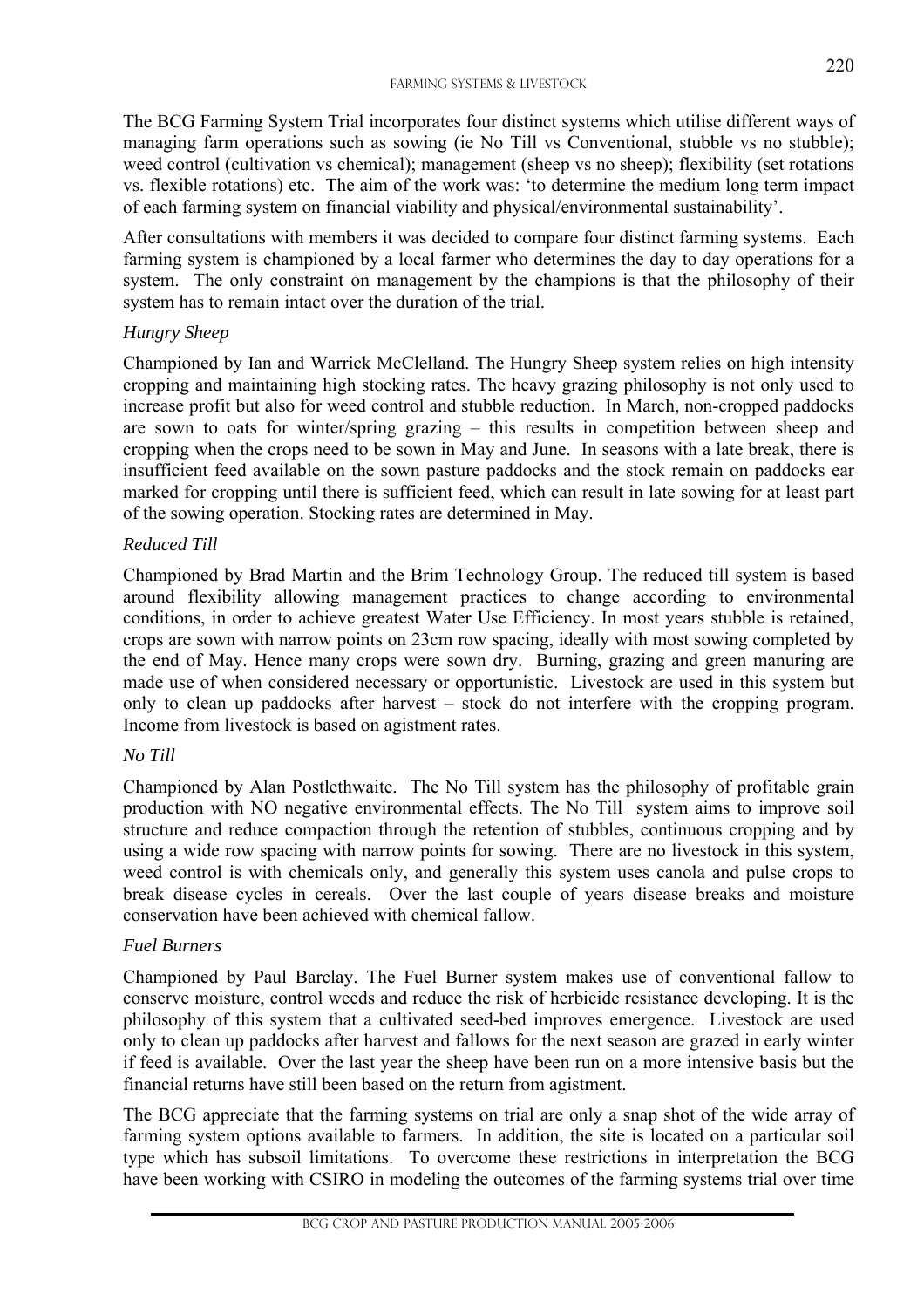The BCG Farming System Trial incorporates four distinct systems which utilise different ways of managing farm operations such as sowing (ie No Till vs Conventional, stubble vs no stubble); weed control (cultivation vs chemical); management (sheep vs no sheep); flexibility (set rotations vs. flexible rotations) etc. The aim of the work was: 'to determine the medium long term impact of each farming system on financial viability and physical/environmental sustainability'.

After consultations with members it was decided to compare four distinct farming systems. Each farming system is championed by a local farmer who determines the day to day operations for a system. The only constraint on management by the champions is that the philosophy of their system has to remain intact over the duration of the trial.

*Hungry Sheep*

Championed by Ian and Warrick McClelland. The Hungry Sheep system relies on high intensity cropping and maintaining high stocking rates. The heavy grazing philosophy is not only used to increase profit but also for weed control and stubble reduction. In March, non-cropped paddocks are sown to oats for winter/spring grazing – this results in competition between sheep and cropping when the crops need to be sown in May and June. In seasons with a late break, there is insufficient feed available on the sown pasture paddocks and the stock remain on paddocks ear marked for cropping until there is sufficient feed, which can result in late sowing for at least part of the sowing operation. Stocking rates are determined in May.

*Reduced Till*

Championed by Brad Martin and the Brim Technology Group. The reduced till system is based around flexibility allowing management practices to change according to environmental conditions, in order to achieve greatest Water Use Efficiency. In most years stubble is retained, crops are sown with narrow points on 23cm row spacing, ideally with most sowing completed by the end of May. Hence many crops were sown dry. Burning, grazing and green manuring are made use of when considered necessary or opportunistic. Livestock are used in this system but only to clean up paddocks after harvest – stock do not interfere with the cropping program. Income from livestock is based on agistment rates.

*No Till*

Championed by Alan Postlethwaite. The No Till system has the philosophy of profitable grain production with NO negative environmental effects. The No Till system aims to improve soil structure and reduce compaction through the retention of stubbles, continuous cropping and by using a wide row spacing with narrow points for sowing. There are no livestock in this system, weed control is with chemicals only, and generally this system uses canola and pulse crops to break disease cycles in cereals. Over the last couple of years disease breaks and moisture conservation have been achieved with chemical fallow.

*Fuel Burners*

Championed by Paul Barclay. The Fuel Burner system makes use of conventional fallow to conserve moisture, control weeds and reduce the risk of herbicide resistance developing. It is the philosophy of this system that a cultivated seed-bed improves emergence. Livestock are used only to clean up paddocks after harvest and fallows for the next season are grazed in early winter if feed is available. Over the last year the sheep have been run on a more intensive basis but the financial returns have still been based on the return from agistment.

The BCG appreciate that the farming systems on trial are only a snap shot of the wide array of farming system options available to farmers. In addition, the site is located on a particular soil type which has subsoil limitations. To overcome these restrictions in interpretation the BCG have been working with CSIRO in modeling the outcomes of the farming systems trial over time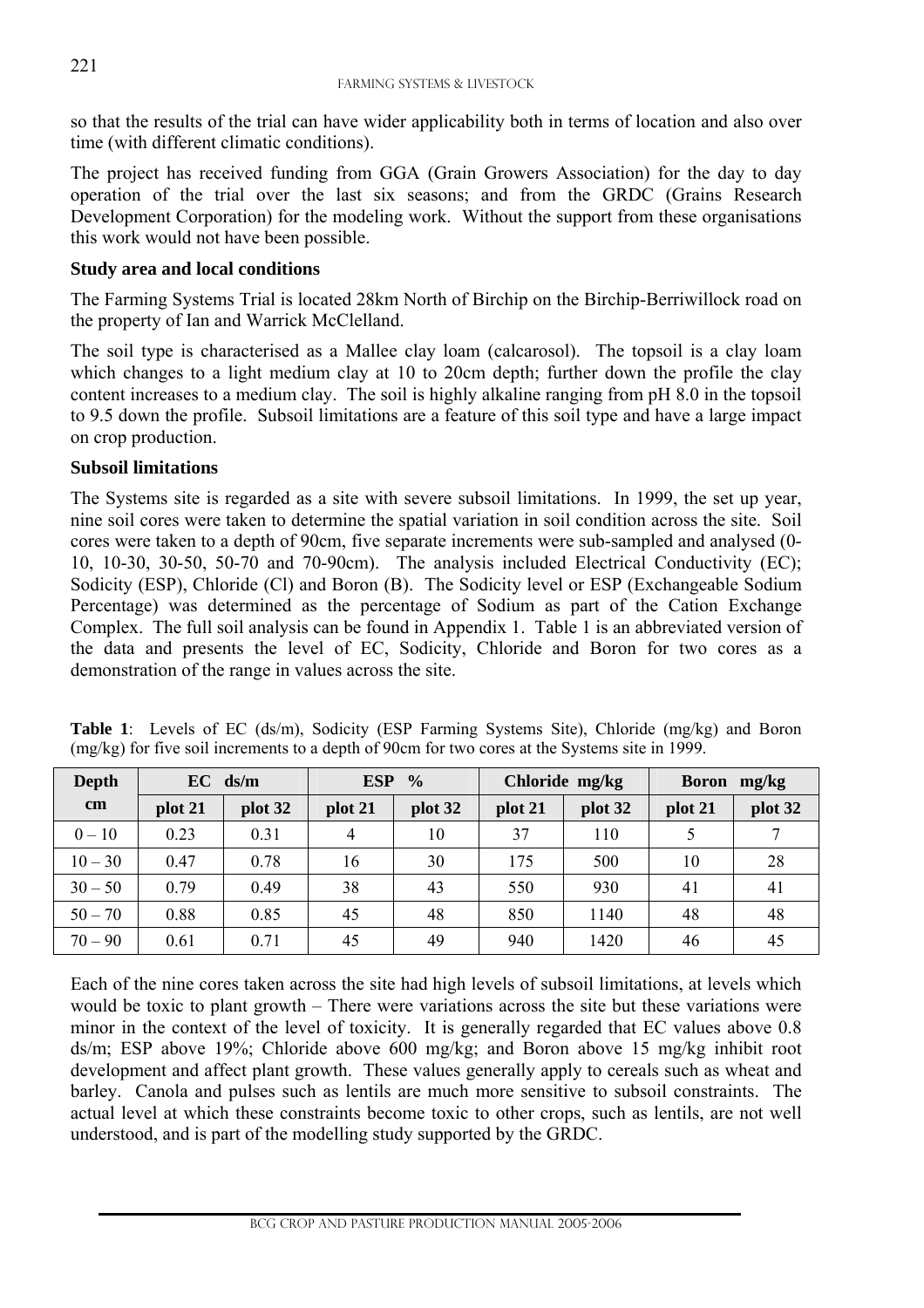so that the results of the trial can have wider applicability both in terms of location and also over time (with different climatic conditions).

The project has received funding from GGA (Grain Growers Association) for the day to day operation of the trial over the last six seasons; and from the GRDC (Grains Research Development Corporation) for the modeling work. Without the support from these organisations this work would not have been possible.

**Study area and local conditions**

The Farming Systems Trial is located 28km North of Birchip on the Birchip-Berriwillock road on the property of Ian and Warrick McClelland.

The soil type is characterised as a Mallee clay loam (calcarosol). The topsoil is a clay loam which changes to a light medium clay at 10 to 20cm depth; further down the profile the clay content increases to a medium clay. The soil is highly alkaline ranging from pH 8.0 in the topsoil to 9.5 down the profile. Subsoil limitations are a feature of this soil type and have a large impact on crop production.

**Subsoil limitations**

The Systems site is regarded as a site with severe subsoil limitations. In 1999, the set up year, nine soil cores were taken to determine the spatial variation in soil condition across the site. Soil cores were taken to a depth of 90cm, five separate increments were sub-sampled and analysed (0-10, 10-30, 30-50, 50-70 and 70-90cm). The analysis included Electrical Conductivity (EC); Sodicity (ESP), Chloride (Cl) and Boron (B). The Sodicity level or ESP (Exchangeable Sodium Percentage) was determined as the percentage of Sodium as part of the Cation Exchange Complex. The full soil analysis can be found in Appendix 1. Table 1 is an abbreviated version of the data and presents the level of EC, Sodicity, Chloride and Boron for two cores as a demonstration of the range in values across the site.

**Table 1**: Levels of EC (ds/m), Sodicity (ESP Farming Systems Site), Chloride (mg/kg) and Boron (mg/kg) for five soil increments to a depth of 90cm for two cores at the Systems site in 1999.

| Depth cm | EC ds/m | | ESP % | | Chloride mg/kg | | Boron mg/kg | |
|---|---|---|---|---|---|---|---|---|
| | plot 21 | plot 32 | plot 21 | plot 32 | plot 21 | plot 32 | plot 21 | plot 32 |
| 0 – 10 | 0.23 | 0.31 | 4 | 10 | 37 | 110 | 5 | 7 |
| 10 – 30 | 0.47 | 0.78 | 16 | 30 | 175 | 500 | 10 | 28 |
| 30 – 50 | 0.79 | 0.49 | 38 | 43 | 550 | 930 | 41 | 41 |
| 50 – 70 | 0.88 | 0.85 | 45 | 48 | 850 | 1140 | 48 | 48 |
| 70 – 90 | 0.61 | 0.71 | 45 | 49 | 940 | 1420 | 46 | 45 |

Each of the nine cores taken across the site had high levels of subsoil limitations, at levels which would be toxic to plant growth – There were variations across the site but these variations were minor in the context of the level of toxicity. It is generally regarded that EC values above 0.8 ds/m; ESP above 19%; Chloride above 600 mg/kg; and Boron above 15 mg/kg inhibit root development and affect plant growth. These values generally apply to cereals such as wheat and barley. Canola and pulses such as lentils are much more sensitive to subsoil constraints. The actual level at which these constraints become toxic to other crops, such as lentils, are not well understood, and is part of the modelling study supported by the GRDC.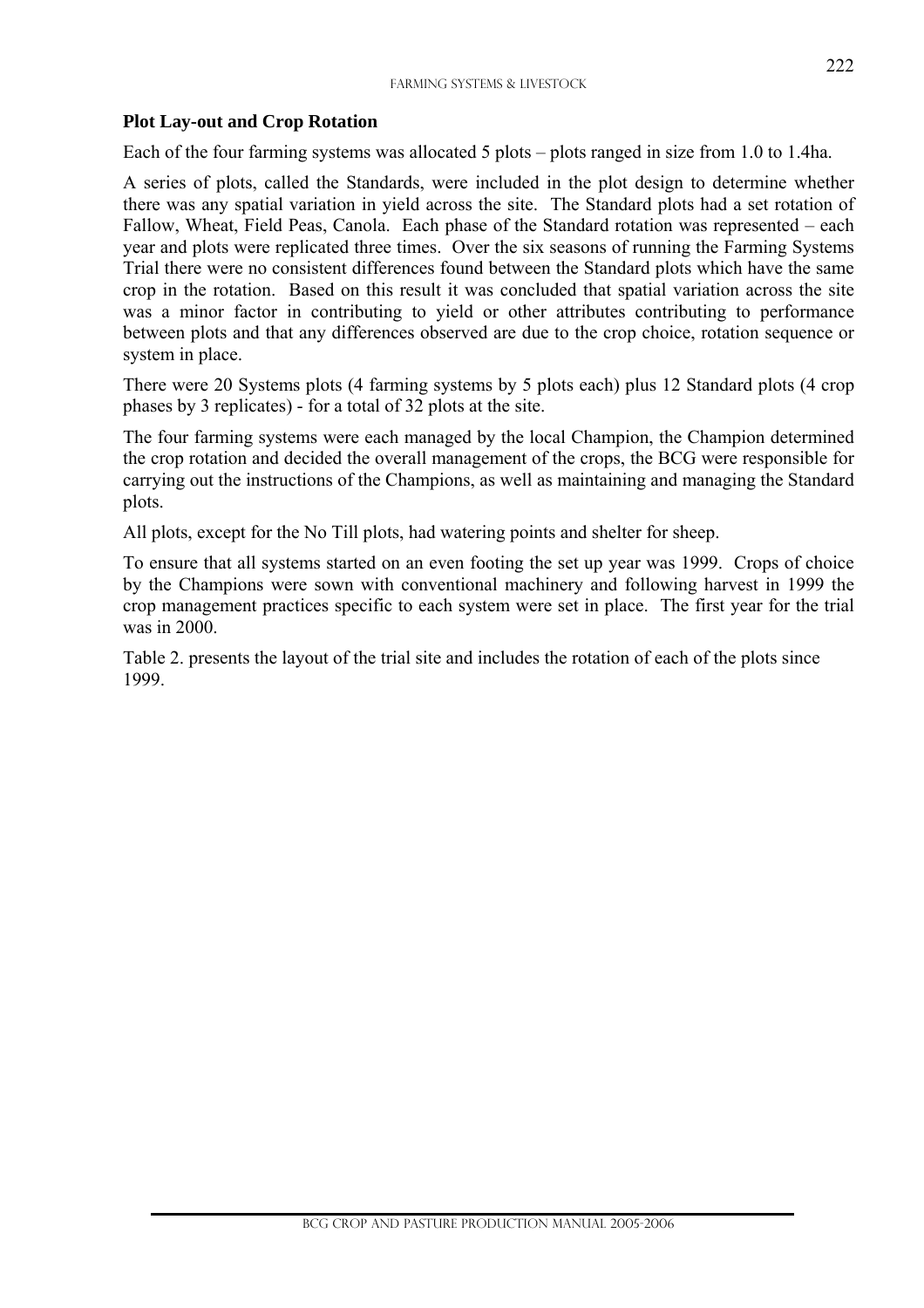## Plot Lay-out and Crop Rotation

Each of the four farming systems was allocated 5 plots – plots ranged in size from 1.0 to 1.4ha.

A series of plots, called the Standards, were included in the plot design to determine whether there was any spatial variation in yield across the site. The Standard plots had a set rotation of Fallow, Wheat, Field Peas, Canola. Each phase of the Standard rotation was represented – each year and plots were replicated three times. Over the six seasons of running the Farming Systems Trial there were no consistent differences found between the Standard plots which have the same crop in the rotation. Based on this result it was concluded that spatial variation across the site was a minor factor in contributing to yield or other attributes contributing to performance between plots and that any differences observed are due to the crop choice, rotation sequence or system in place.

There were 20 Systems plots (4 farming systems by 5 plots each) plus 12 Standard plots (4 crop phases by 3 replicates) - for a total of 32 plots at the site.

The four farming systems were each managed by the local Champion, the Champion determined the crop rotation and decided the overall management of the crops, the BCG were responsible for carrying out the instructions of the Champions, as well as maintaining and managing the Standard plots.

All plots, except for the No Till plots, had watering points and shelter for sheep.

To ensure that all systems started on an even footing the set up year was 1999. Crops of choice by the Champions were sown with conventional machinery and following harvest in 1999 the crop management practices specific to each system were set in place. The first year for the trial was in 2000.

Table 2. presents the layout of the trial site and includes the rotation of each of the plots since 1999.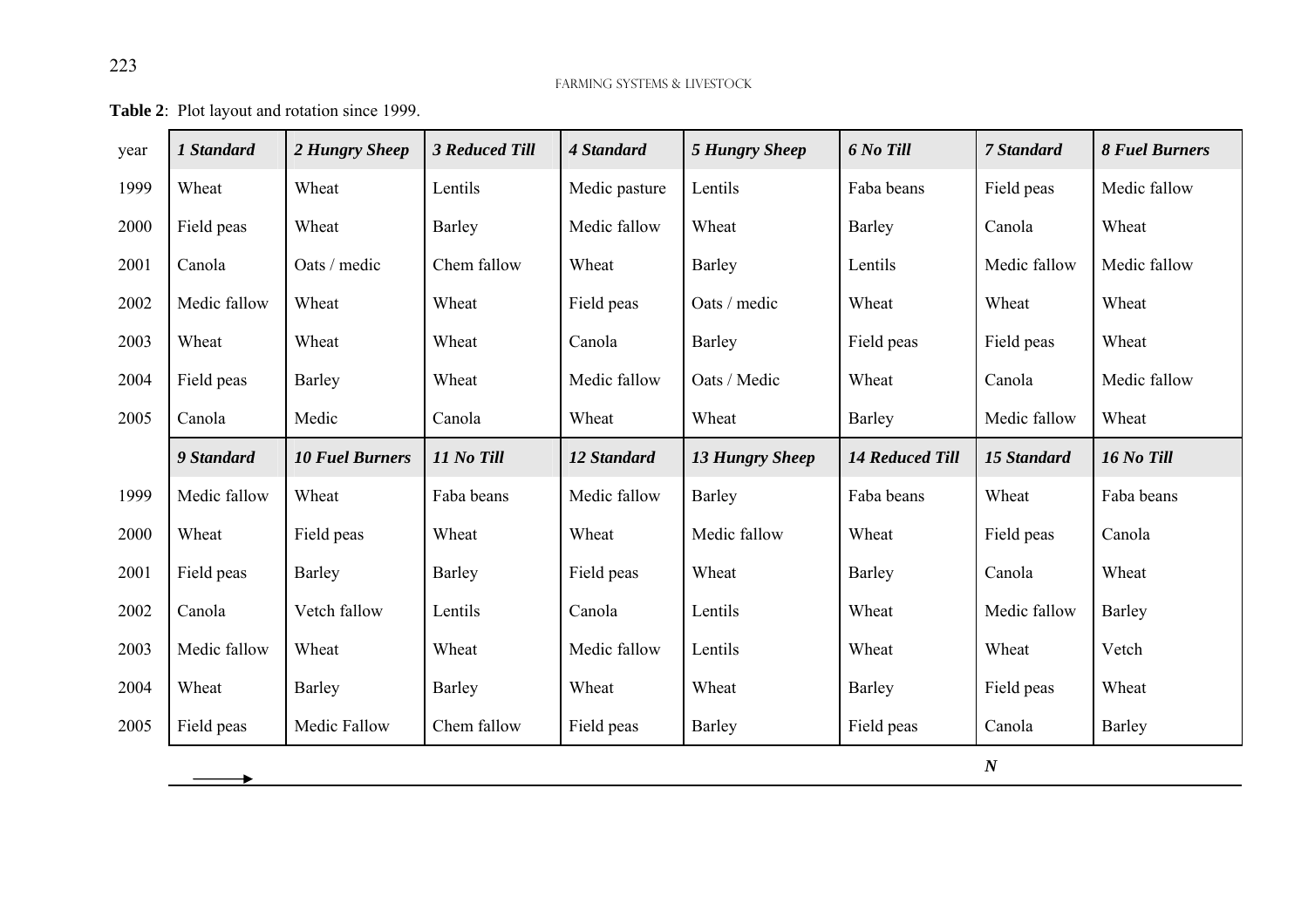**Table 2**: Plot layout and rotation since 1999.

| year | *1 Standard* | *2 Hungry Sheep* | *3 Reduced Till* | *4 Standard* | *5 Hungry Sheep* | *6 No Till* | *7 Standard* | *8 Fuel Burners* |
|---|---|---|---|---|---|---|---|---|
| 1999 | Wheat | Wheat | Lentils | Medic pasture | Lentils | Faba beans | Field peas | Medic fallow |
| 2000 | Field peas | Wheat | Barley | Medic fallow | Wheat | Barley | Canola | Wheat |
| 2001 | Canola | Oats / medic | Chem fallow | Wheat | Barley | Lentils | Medic fallow | Medic fallow |
| 2002 | Medic fallow | Wheat | Wheat | Field peas | Oats / medic | Wheat | Wheat | Wheat |
| 2003 | Wheat | Wheat | Wheat | Canola | Barley | Field peas | Field peas | Wheat |
| 2004 | Field peas | Barley | Wheat | Medic fallow | Oats / Medic | Wheat | Canola | Medic fallow |
| 2005 | Canola | Medic | Canola | Wheat | Wheat | Barley | Medic fallow | Wheat |
| | ***9 Standard*** | ***10 Fuel Burners*** | ***11 No Till*** | ***12 Standard*** | ***13 Hungry Sheep*** | ***14 Reduced Till*** | ***15 Standard*** | ***16 No Till*** |
| 1999 | Medic fallow | Wheat | Faba beans | Medic fallow | Barley | Faba beans | Wheat | Faba beans |
| 2000 | Wheat | Field peas | Wheat | Wheat | Medic fallow | Wheat | Field peas | Canola |
| 2001 | Field peas | Barley | Barley | Field peas | Wheat | Barley | Canola | Wheat |
| 2002 | Canola | Vetch fallow | Lentils | Canola | Lentils | Wheat | Medic fallow | Barley |
| 2003 | Medic fallow | Wheat | Wheat | Medic fallow | Lentils | Wheat | Wheat | Vetch |
| 2004 | Wheat | Barley | Barley | Wheat | Wheat | Barley | Field peas | Wheat |
| 2005 | Field peas | Medic Fallow | Chem fallow | Field peas | Barley | Field peas | Canola | Barley |

→ ***N***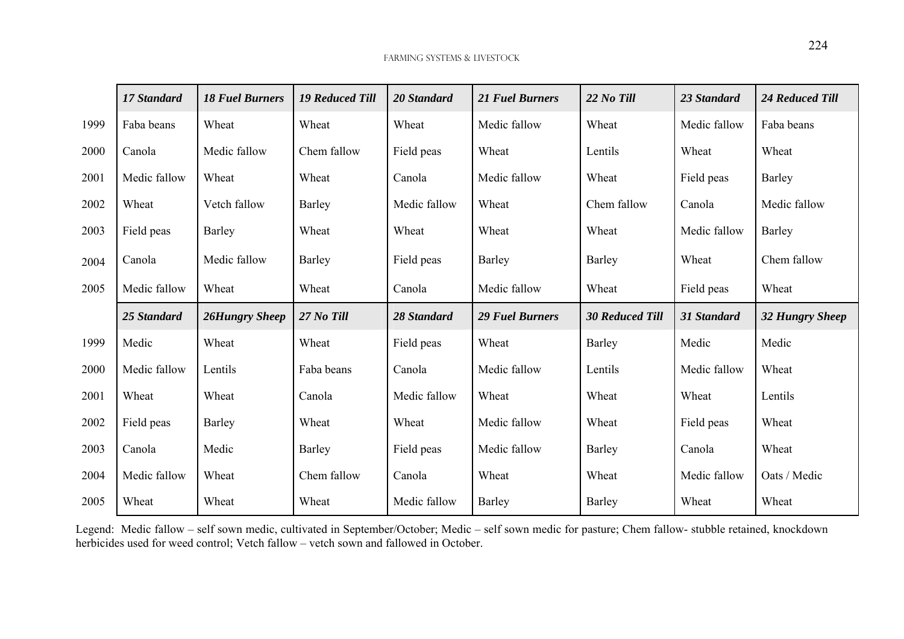| | *17 Standard* | *18 Fuel Burners* | *19 Reduced Till* | *20 Standard* | *21 Fuel Burners* | *22 No Till* | *23 Standard* | *24 Reduced Till* |
|---|---|---|---|---|---|---|---|---|
| 1999 | Faba beans | Wheat | Wheat | Wheat | Medic fallow | Wheat | Medic fallow | Faba beans |
| 2000 | Canola | Medic fallow | Chem fallow | Field peas | Wheat | Lentils | Wheat | Wheat |
| 2001 | Medic fallow | Wheat | Wheat | Canola | Medic fallow | Wheat | Field peas | Barley |
| 2002 | Wheat | Vetch fallow | Barley | Medic fallow | Wheat | Chem fallow | Canola | Medic fallow |
| 2003 | Field peas | Barley | Wheat | Wheat | Wheat | Wheat | Medic fallow | Barley |
| 2004 | Canola | Medic fallow | Barley | Field peas | Barley | Barley | Wheat | Chem fallow |
| 2005 | Medic fallow | Wheat | Wheat | Canola | Medic fallow | Wheat | Field peas | Wheat |
| | ***25 Standard*** | ***26Hungry Sheep*** | ***27 No Till*** | ***28 Standard*** | ***29 Fuel Burners*** | ***30 Reduced Till*** | ***31 Standard*** | ***32 Hungry Sheep*** |
| 1999 | Medic | Wheat | Wheat | Field peas | Wheat | Barley | Medic | Medic |
| 2000 | Medic fallow | Lentils | Faba beans | Canola | Medic fallow | Lentils | Medic fallow | Wheat |
| 2001 | Wheat | Wheat | Canola | Medic fallow | Wheat | Wheat | Wheat | Lentils |
| 2002 | Field peas | Barley | Wheat | Wheat | Medic fallow | Wheat | Field peas | Wheat |
| 2003 | Canola | Medic | Barley | Field peas | Medic fallow | Barley | Canola | Wheat |
| 2004 | Medic fallow | Wheat | Chem fallow | Canola | Wheat | Wheat | Medic fallow | Oats / Medic |
| 2005 | Wheat | Wheat | Wheat | Medic fallow | Barley | Barley | Wheat | Wheat |

Legend: Medic fallow – self sown medic, cultivated in September/October; Medic – self sown medic for pasture; Chem fallow- stubble retained, knockdown herbicides used for weed control; Vetch fallow – vetch sown and fallowed in October.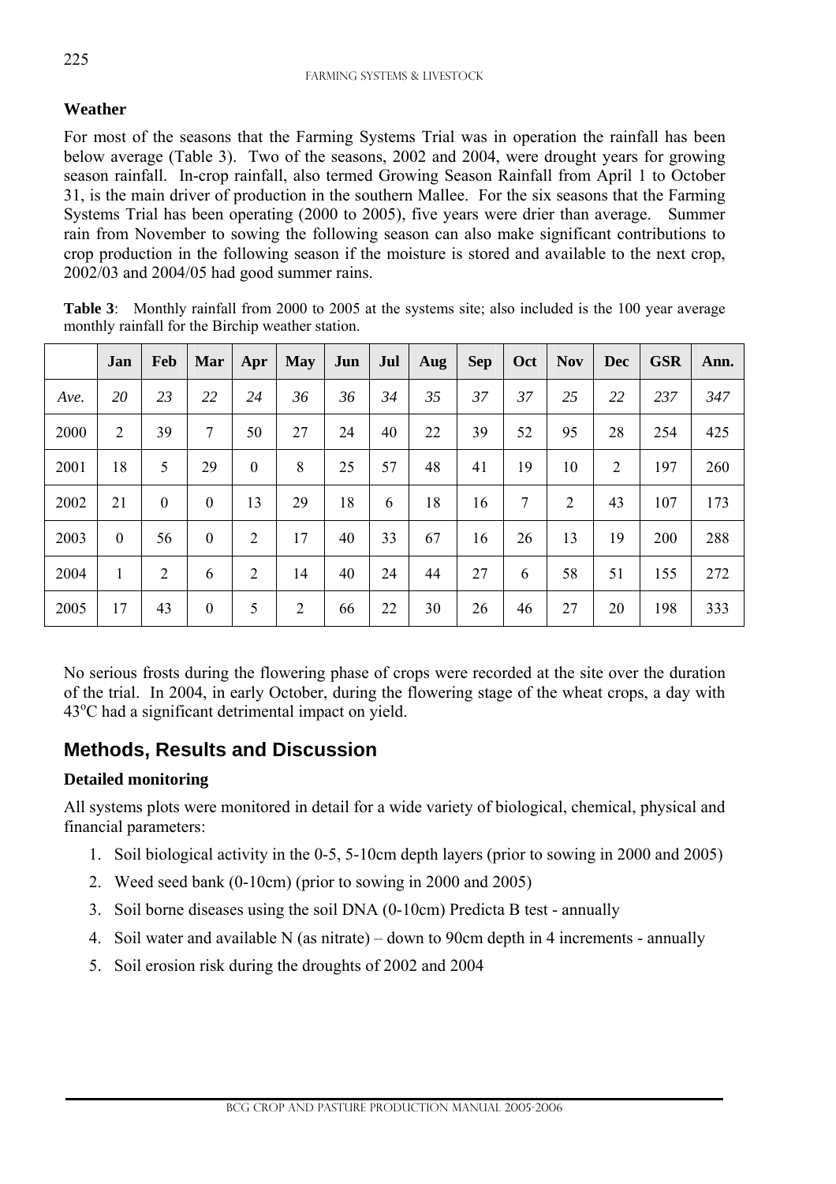### Weather

For most of the seasons that the Farming Systems Trial was in operation the rainfall has been below average (Table 3). Two of the seasons, 2002 and 2004, were drought years for growing season rainfall. In-crop rainfall, also termed Growing Season Rainfall from April 1 to October 31, is the main driver of production in the southern Mallee. For the six seasons that the Farming Systems Trial has been operating (2000 to 2005), five years were drier than average. Summer rain from November to sowing the following season can also make significant contributions to crop production in the following season if the moisture is stored and available to the next crop, 2002/03 and 2004/05 had good summer rains.

**Table 3**: Monthly rainfall from 2000 to 2005 at the systems site; also included is the 100 year average monthly rainfall for the Birchip weather station.

| | Jan | Feb | Mar | Apr | May | Jun | Jul | Aug | Sep | Oct | Nov | Dec | GSR | Ann. |
|---|---|---|---|---|---|---|---|---|---|---|---|---|---|---|
| *Ave.* | *20* | *23* | *22* | *24* | *36* | *36* | *34* | *35* | *37* | *37* | *25* | *22* | *237* | *347* |
| 2000 | 2 | 39 | 7 | 50 | 27 | 24 | 40 | 22 | 39 | 52 | 95 | 28 | 254 | 425 |
| 2001 | 18 | 5 | 29 | 0 | 8 | 25 | 57 | 48 | 41 | 19 | 10 | 2 | 197 | 260 |
| 2002 | 21 | 0 | 0 | 13 | 29 | 18 | 6 | 18 | 16 | 7 | 2 | 43 | 107 | 173 |
| 2003 | 0 | 56 | 0 | 2 | 17 | 40 | 33 | 67 | 16 | 26 | 13 | 19 | 200 | 288 |
| 2004 | 1 | 2 | 6 | 2 | 14 | 40 | 24 | 44 | 27 | 6 | 58 | 51 | 155 | 272 |
| 2005 | 17 | 43 | 0 | 5 | 2 | 66 | 22 | 30 | 26 | 46 | 27 | 20 | 198 | 333 |

No serious frosts during the flowering phase of crops were recorded at the site over the duration of the trial. In 2004, in early October, during the flowering stage of the wheat crops, a day with 43°C had a significant detrimental impact on yield.

## Methods, Results and Discussion

### Detailed monitoring

All systems plots were monitored in detail for a wide variety of biological, chemical, physical and financial parameters:

1. Soil biological activity in the 0-5, 5-10cm depth layers (prior to sowing in 2000 and 2005)
2. Weed seed bank (0-10cm) (prior to sowing in 2000 and 2005)
3. Soil borne diseases using the soil DNA (0-10cm) Predicta B test - annually
4. Soil water and available N (as nitrate) – down to 90cm depth in 4 increments - annually
5. Soil erosion risk during the droughts of 2002 and 2004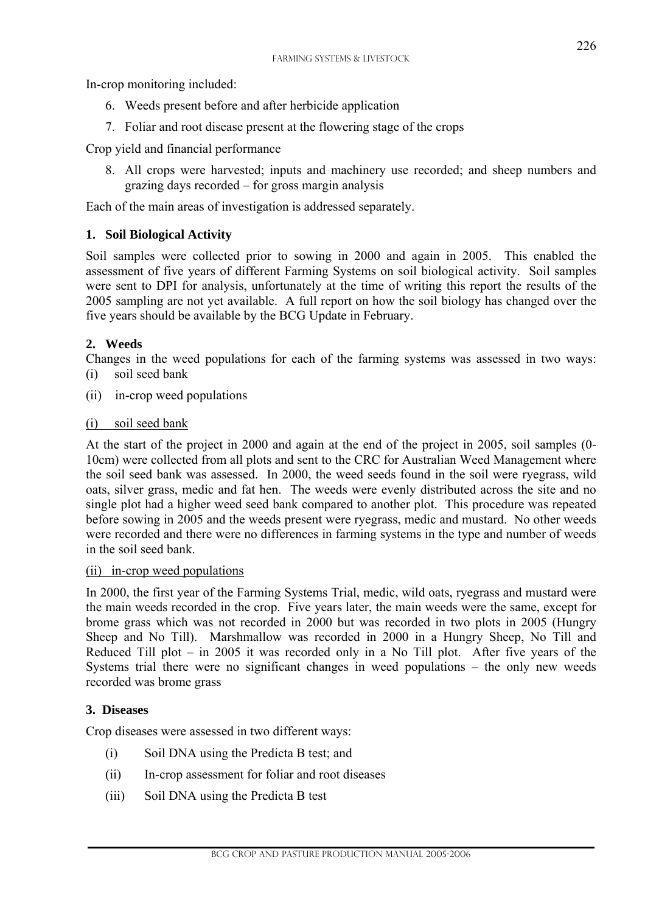In-crop monitoring included:

6. Weeds present before and after herbicide application
7. Foliar and root disease present at the flowering stage of the crops

Crop yield and financial performance

8. All crops were harvested; inputs and machinery use recorded; and sheep numbers and grazing days recorded – for gross margin analysis

Each of the main areas of investigation is addressed separately.

### 1. Soil Biological Activity

Soil samples were collected prior to sowing in 2000 and again in 2005. This enabled the assessment of five years of different Farming Systems on soil biological activity. Soil samples were sent to DPI for analysis, unfortunately at the time of writing this report the results of the 2005 sampling are not yet available. A full report on how the soil biology has changed over the five years should be available by the BCG Update in February.

### 2. Weeds

Changes in the weed populations for each of the farming systems was assessed in two ways:

(i) soil seed bank

(ii) in-crop weed populations

<u>(i) soil seed bank</u>

At the start of the project in 2000 and again at the end of the project in 2005, soil samples (0-10cm) were collected from all plots and sent to the CRC for Australian Weed Management where the soil seed bank was assessed. In 2000, the weed seeds found in the soil were ryegrass, wild oats, silver grass, medic and fat hen. The weeds were evenly distributed across the site and no single plot had a higher weed seed bank compared to another plot. This procedure was repeated before sowing in 2005 and the weeds present were ryegrass, medic and mustard. No other weeds were recorded and there were no differences in farming systems in the type and number of weeds in the soil seed bank.

<u>(ii) in-crop weed populations</u>

In 2000, the first year of the Farming Systems Trial, medic, wild oats, ryegrass and mustard were the main weeds recorded in the crop. Five years later, the main weeds were the same, except for brome grass which was not recorded in 2000 but was recorded in two plots in 2005 (Hungry Sheep and No Till). Marshmallow was recorded in 2000 in a Hungry Sheep, No Till and Reduced Till plot – in 2005 it was recorded only in a No Till plot. After five years of the Systems trial there were no significant changes in weed populations – the only new weeds recorded was brome grass

### 3. Diseases

Crop diseases were assessed in two different ways:

(i) Soil DNA using the Predicta B test; and

(ii) In-crop assessment for foliar and root diseases

(iii) Soil DNA using the Predicta B test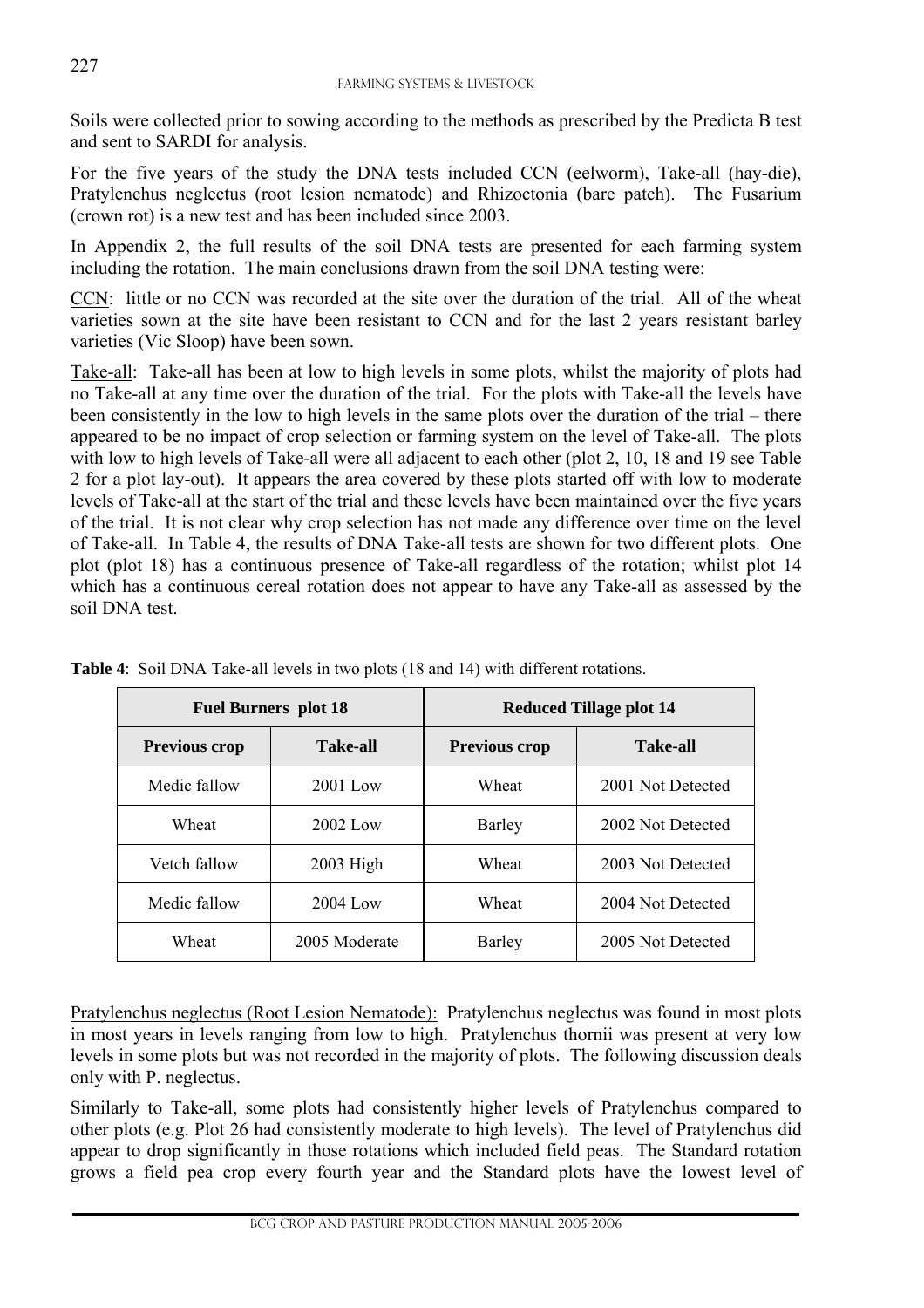Soils were collected prior to sowing according to the methods as prescribed by the Predicta B test and sent to SARDI for analysis.

For the five years of the study the DNA tests included CCN (eelworm), Take-all (hay-die), Pratylenchus neglectus (root lesion nematode) and Rhizoctonia (bare patch). The Fusarium (crown rot) is a new test and has been included since 2003.

In Appendix 2, the full results of the soil DNA tests are presented for each farming system including the rotation. The main conclusions drawn from the soil DNA testing were:

CCN: little or no CCN was recorded at the site over the duration of the trial. All of the wheat varieties sown at the site have been resistant to CCN and for the last 2 years resistant barley varieties (Vic Sloop) have been sown.

Take-all: Take-all has been at low to high levels in some plots, whilst the majority of plots had no Take-all at any time over the duration of the trial. For the plots with Take-all the levels have been consistently in the low to high levels in the same plots over the duration of the trial – there appeared to be no impact of crop selection or farming system on the level of Take-all. The plots with low to high levels of Take-all were all adjacent to each other (plot 2, 10, 18 and 19 see Table 2 for a plot lay-out). It appears the area covered by these plots started off with low to moderate levels of Take-all at the start of the trial and these levels have been maintained over the five years of the trial. It is not clear why crop selection has not made any difference over time on the level of Take-all. In Table 4, the results of DNA Take-all tests are shown for two different plots. One plot (plot 18) has a continuous presence of Take-all regardless of the rotation; whilst plot 14 which has a continuous cereal rotation does not appear to have any Take-all as assessed by the soil DNA test.

**Table 4**: Soil DNA Take-all levels in two plots (18 and 14) with different rotations.

| Fuel Burners plot 18 | | Reduced Tillage plot 14 | |
|---|---|---|---|
| **Previous crop** | **Take-all** | **Previous crop** | **Take-all** |
| Medic fallow | 2001 Low | Wheat | 2001 Not Detected |
| Wheat | 2002 Low | Barley | 2002 Not Detected |
| Vetch fallow | 2003 High | Wheat | 2003 Not Detected |
| Medic fallow | 2004 Low | Wheat | 2004 Not Detected |
| Wheat | 2005 Moderate | Barley | 2005 Not Detected |

Pratylenchus neglectus (Root Lesion Nematode): Pratylenchus neglectus was found in most plots in most years in levels ranging from low to high. Pratylenchus thornii was present at very low levels in some plots but was not recorded in the majority of plots. The following discussion deals only with P. neglectus.

Similarly to Take-all, some plots had consistently higher levels of Pratylenchus compared to other plots (e.g. Plot 26 had consistently moderate to high levels). The level of Pratylenchus did appear to drop significantly in those rotations which included field peas. The Standard rotation grows a field pea crop every fourth year and the Standard plots have the lowest level of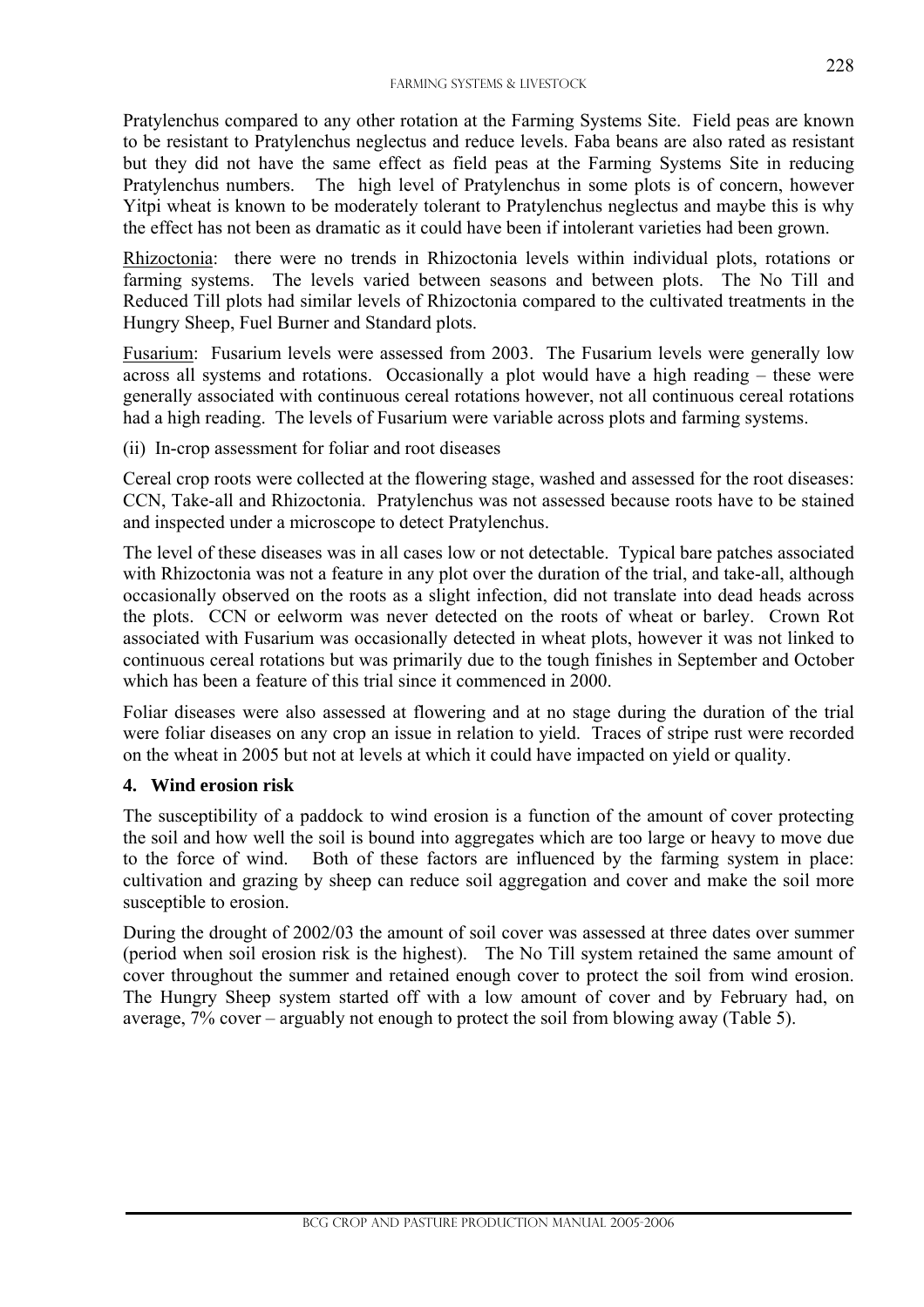Pratylenchus compared to any other rotation at the Farming Systems Site. Field peas are known to be resistant to Pratylenchus neglectus and reduce levels. Faba beans are also rated as resistant but they did not have the same effect as field peas at the Farming Systems Site in reducing Pratylenchus numbers. The high level of Pratylenchus in some plots is of concern, however Yitpi wheat is known to be moderately tolerant to Pratylenchus neglectus and maybe this is why the effect has not been as dramatic as it could have been if intolerant varieties had been grown.

Rhizoctonia: there were no trends in Rhizoctonia levels within individual plots, rotations or farming systems. The levels varied between seasons and between plots. The No Till and Reduced Till plots had similar levels of Rhizoctonia compared to the cultivated treatments in the Hungry Sheep, Fuel Burner and Standard plots.

Fusarium: Fusarium levels were assessed from 2003. The Fusarium levels were generally low across all systems and rotations. Occasionally a plot would have a high reading – these were generally associated with continuous cereal rotations however, not all continuous cereal rotations had a high reading. The levels of Fusarium were variable across plots and farming systems.

(ii) In-crop assessment for foliar and root diseases

Cereal crop roots were collected at the flowering stage, washed and assessed for the root diseases: CCN, Take-all and Rhizoctonia. Pratylenchus was not assessed because roots have to be stained and inspected under a microscope to detect Pratylenchus.

The level of these diseases was in all cases low or not detectable. Typical bare patches associated with Rhizoctonia was not a feature in any plot over the duration of the trial, and take-all, although occasionally observed on the roots as a slight infection, did not translate into dead heads across the plots. CCN or eelworm was never detected on the roots of wheat or barley. Crown Rot associated with Fusarium was occasionally detected in wheat plots, however it was not linked to continuous cereal rotations but was primarily due to the tough finishes in September and October which has been a feature of this trial since it commenced in 2000.

Foliar diseases were also assessed at flowering and at no stage during the duration of the trial were foliar diseases on any crop an issue in relation to yield. Traces of stripe rust were recorded on the wheat in 2005 but not at levels at which it could have impacted on yield or quality.

## 4. Wind erosion risk

The susceptibility of a paddock to wind erosion is a function of the amount of cover protecting the soil and how well the soil is bound into aggregates which are too large or heavy to move due to the force of wind. Both of these factors are influenced by the farming system in place: cultivation and grazing by sheep can reduce soil aggregation and cover and make the soil more susceptible to erosion.

During the drought of 2002/03 the amount of soil cover was assessed at three dates over summer (period when soil erosion risk is the highest). The No Till system retained the same amount of cover throughout the summer and retained enough cover to protect the soil from wind erosion. The Hungry Sheep system started off with a low amount of cover and by February had, on average, 7% cover – arguably not enough to protect the soil from blowing away (Table 5).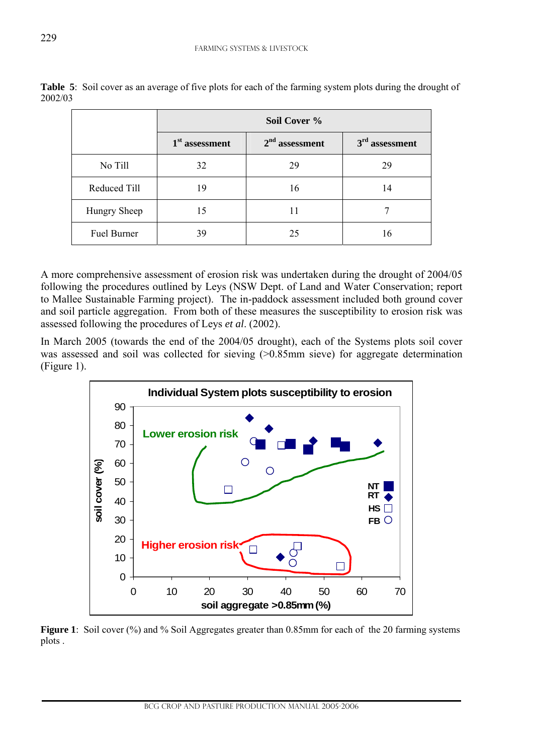**Table 5**: Soil cover as an average of five plots for each of the farming system plots during the drought of 2002/03

| | Soil Cover % | | |
|---|---|---|---|
| | 1st assessment | 2nd assessment | 3rd assessment |
| No Till | 32 | 29 | 29 |
| Reduced Till | 19 | 16 | 14 |
| Hungry Sheep | 15 | 11 | 7 |
| Fuel Burner | 39 | 25 | 16 |

A more comprehensive assessment of erosion risk was undertaken during the drought of 2004/05 following the procedures outlined by Leys (NSW Dept. of Land and Water Conservation; report to Mallee Sustainable Farming project). The in-paddock assessment included both ground cover and soil particle aggregation. From both of these measures the susceptibility to erosion risk was assessed following the procedures of Leys *et al*. (2002).

In March 2005 (towards the end of the 2004/05 drought), each of the Systems plots soil cover was assessed and soil was collected for sieving (>0.85mm sieve) for aggregate determination (Figure 1).

**Figure 1**: Soil cover (%) and % Soil Aggregates greater than 0.85mm for each of the 20 farming systems plots .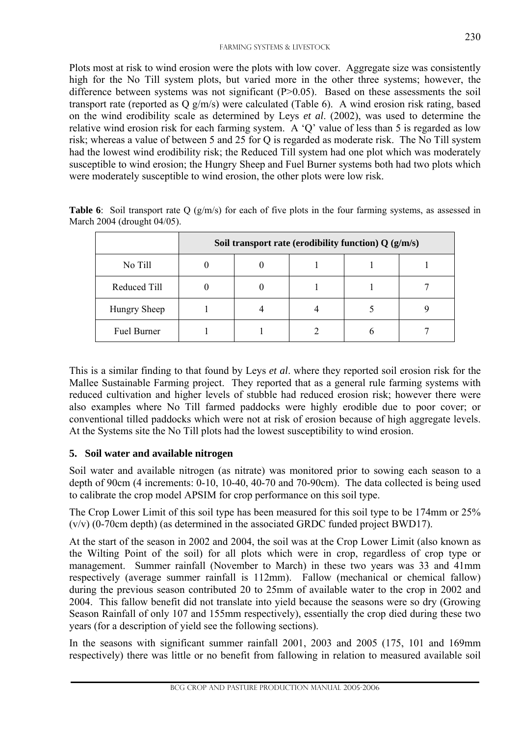Plots most at risk to wind erosion were the plots with low cover. Aggregate size was consistently high for the No Till system plots, but varied more in the other three systems; however, the difference between systems was not significant ($P>0.05$). Based on these assessments the soil transport rate (reported as Q g/m/s) were calculated (Table 6). A wind erosion risk rating, based on the wind erodibility scale as determined by Leys *et al*. (2002), was used to determine the relative wind erosion risk for each farming system. A 'Q' value of less than 5 is regarded as low risk; whereas a value of between 5 and 25 for Q is regarded as moderate risk. The No Till system had the lowest wind erodibility risk; the Reduced Till system had one plot which was moderately susceptible to wind erosion; the Hungry Sheep and Fuel Burner systems both had two plots which were moderately susceptible to wind erosion, the other plots were low risk.

**Table 6**: Soil transport rate Q (g/m/s) for each of five plots in the four farming systems, as assessed in March 2004 (drought 04/05).

| | **Soil transport rate (erodibility function) Q (g/m/s)** | | | | |
|---|---|---|---|---|---|
| No Till | 0 | 0 | 1 | 1 | 1 |
| Reduced Till | 0 | 0 | 1 | 1 | 7 |
| Hungry Sheep | 1 | 4 | 4 | 5 | 9 |
| Fuel Burner | 1 | 1 | 2 | 6 | 7 |

This is a similar finding to that found by Leys *et al*. where they reported soil erosion risk for the Mallee Sustainable Farming project. They reported that as a general rule farming systems with reduced cultivation and higher levels of stubble had reduced erosion risk; however there were also examples where No Till farmed paddocks were highly erodible due to poor cover; or conventional tilled paddocks which were not at risk of erosion because of high aggregate levels. At the Systems site the No Till plots had the lowest susceptibility to wind erosion.

### 5. Soil water and available nitrogen

Soil water and available nitrogen (as nitrate) was monitored prior to sowing each season to a depth of 90cm (4 increments: 0-10, 10-40, 40-70 and 70-90cm). The data collected is being used to calibrate the crop model APSIM for crop performance on this soil type.

The Crop Lower Limit of this soil type has been measured for this soil type to be 174mm or 25% (v/v) (0-70cm depth) (as determined in the associated GRDC funded project BWD17).

At the start of the season in 2002 and 2004, the soil was at the Crop Lower Limit (also known as the Wilting Point of the soil) for all plots which were in crop, regardless of crop type or management. Summer rainfall (November to March) in these two years was 33 and 41mm respectively (average summer rainfall is 112mm). Fallow (mechanical or chemical fallow) during the previous season contributed 20 to 25mm of available water to the crop in 2002 and 2004. This fallow benefit did not translate into yield because the seasons were so dry (Growing Season Rainfall of only 107 and 155mm respectively), essentially the crop died during these two years (for a description of yield see the following sections).

In the seasons with significant summer rainfall 2001, 2003 and 2005 (175, 101 and 169mm respectively) there was little or no benefit from fallowing in relation to measured available soil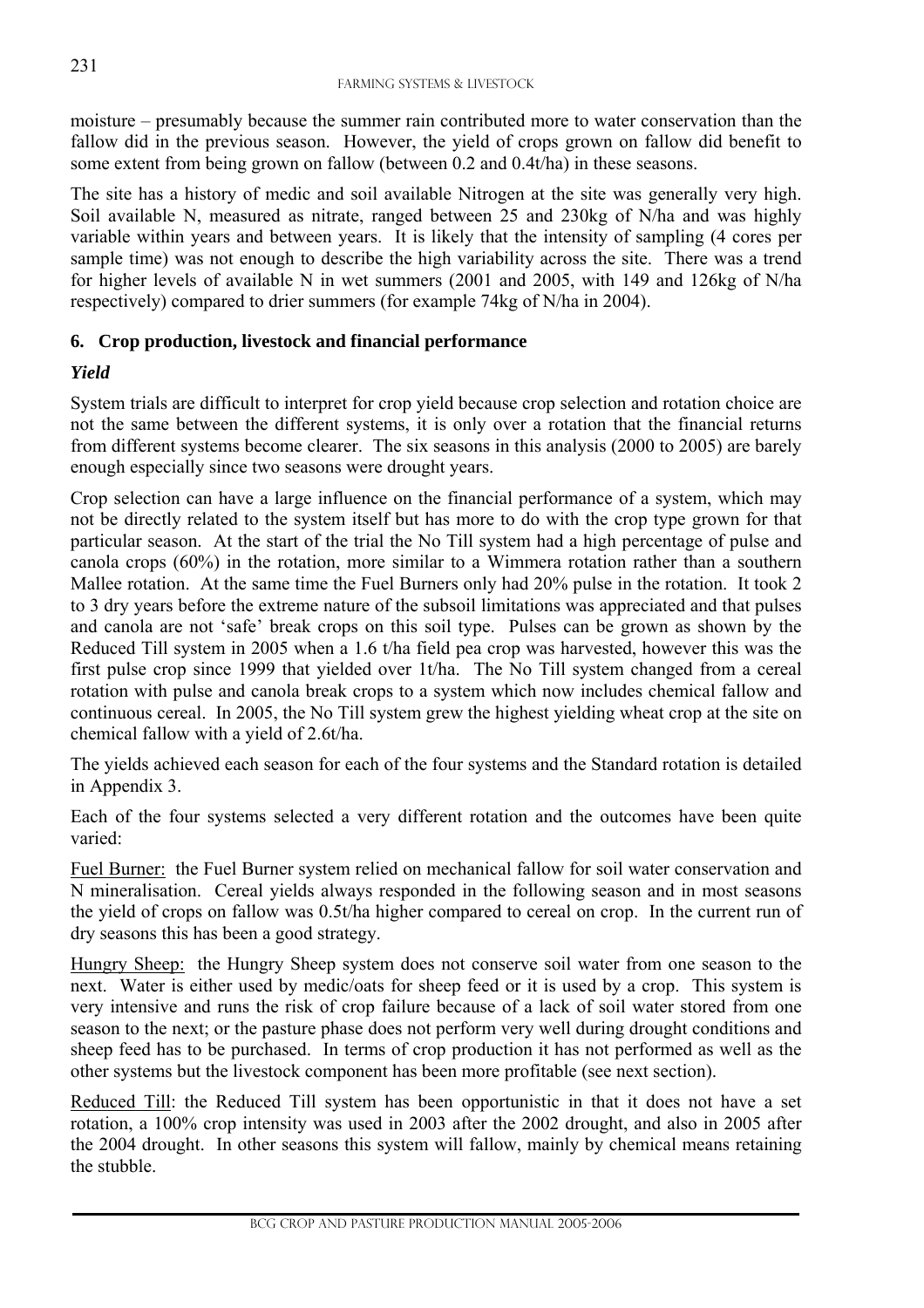moisture – presumably because the summer rain contributed more to water conservation than the fallow did in the previous season. However, the yield of crops grown on fallow did benefit to some extent from being grown on fallow (between 0.2 and 0.4t/ha) in these seasons.

The site has a history of medic and soil available Nitrogen at the site was generally very high. Soil available N, measured as nitrate, ranged between 25 and 230kg of N/ha and was highly variable within years and between years. It is likely that the intensity of sampling (4 cores per sample time) was not enough to describe the high variability across the site. There was a trend for higher levels of available N in wet summers (2001 and 2005, with 149 and 126kg of N/ha respectively) compared to drier summers (for example 74kg of N/ha in 2004).

## 6. Crop production, livestock and financial performance

### *Yield*

System trials are difficult to interpret for crop yield because crop selection and rotation choice are not the same between the different systems, it is only over a rotation that the financial returns from different systems become clearer. The six seasons in this analysis (2000 to 2005) are barely enough especially since two seasons were drought years.

Crop selection can have a large influence on the financial performance of a system, which may not be directly related to the system itself but has more to do with the crop type grown for that particular season. At the start of the trial the No Till system had a high percentage of pulse and canola crops (60%) in the rotation, more similar to a Wimmera rotation rather than a southern Mallee rotation. At the same time the Fuel Burners only had 20% pulse in the rotation. It took 2 to 3 dry years before the extreme nature of the subsoil limitations was appreciated and that pulses and canola are not 'safe' break crops on this soil type. Pulses can be grown as shown by the Reduced Till system in 2005 when a 1.6 t/ha field pea crop was harvested, however this was the first pulse crop since 1999 that yielded over 1t/ha. The No Till system changed from a cereal rotation with pulse and canola break crops to a system which now includes chemical fallow and continuous cereal. In 2005, the No Till system grew the highest yielding wheat crop at the site on chemical fallow with a yield of 2.6t/ha.

The yields achieved each season for each of the four systems and the Standard rotation is detailed in Appendix 3.

Each of the four systems selected a very different rotation and the outcomes have been quite varied:

Fuel Burner: the Fuel Burner system relied on mechanical fallow for soil water conservation and N mineralisation. Cereal yields always responded in the following season and in most seasons the yield of crops on fallow was 0.5t/ha higher compared to cereal on crop. In the current run of dry seasons this has been a good strategy.

Hungry Sheep: the Hungry Sheep system does not conserve soil water from one season to the next. Water is either used by medic/oats for sheep feed or it is used by a crop. This system is very intensive and runs the risk of crop failure because of a lack of soil water stored from one season to the next; or the pasture phase does not perform very well during drought conditions and sheep feed has to be purchased. In terms of crop production it has not performed as well as the other systems but the livestock component has been more profitable (see next section).

Reduced Till: the Reduced Till system has been opportunistic in that it does not have a set rotation, a 100% crop intensity was used in 2003 after the 2002 drought, and also in 2005 after the 2004 drought. In other seasons this system will fallow, mainly by chemical means retaining the stubble.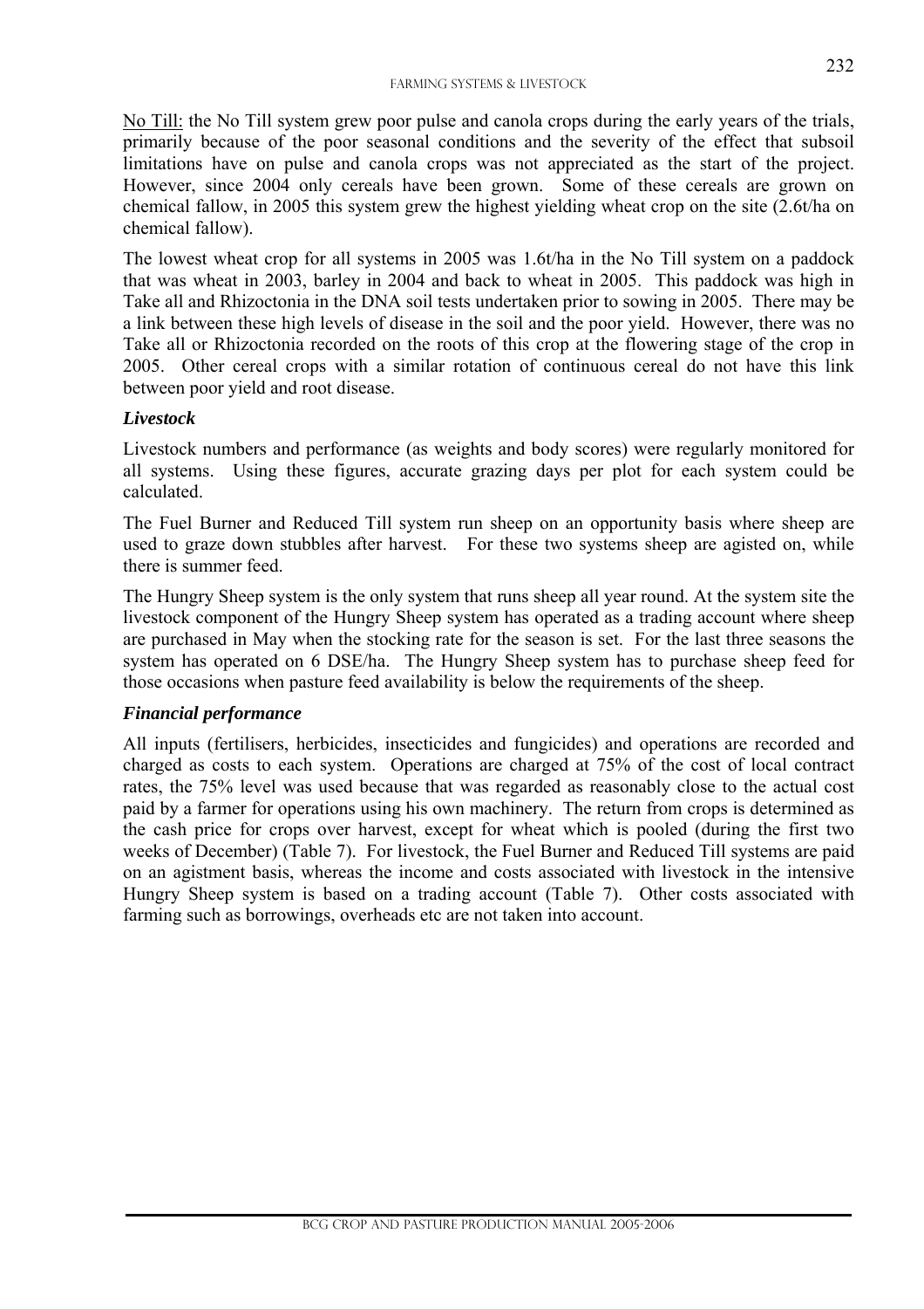<u>No Till:</u> the No Till system grew poor pulse and canola crops during the early years of the trials, primarily because of the poor seasonal conditions and the severity of the effect that subsoil limitations have on pulse and canola crops was not appreciated as the start of the project. However, since 2004 only cereals have been grown. Some of these cereals are grown on chemical fallow, in 2005 this system grew the highest yielding wheat crop on the site (2.6t/ha on chemical fallow).

The lowest wheat crop for all systems in 2005 was 1.6t/ha in the No Till system on a paddock that was wheat in 2003, barley in 2004 and back to wheat in 2005. This paddock was high in Take all and Rhizoctonia in the DNA soil tests undertaken prior to sowing in 2005. There may be a link between these high levels of disease in the soil and the poor yield. However, there was no Take all or Rhizoctonia recorded on the roots of this crop at the flowering stage of the crop in 2005. Other cereal crops with a similar rotation of continuous cereal do not have this link between poor yield and root disease.

### *Livestock*

Livestock numbers and performance (as weights and body scores) were regularly monitored for all systems. Using these figures, accurate grazing days per plot for each system could be calculated.

The Fuel Burner and Reduced Till system run sheep on an opportunity basis where sheep are used to graze down stubbles after harvest. For these two systems sheep are agisted on, while there is summer feed.

The Hungry Sheep system is the only system that runs sheep all year round. At the system site the livestock component of the Hungry Sheep system has operated as a trading account where sheep are purchased in May when the stocking rate for the season is set. For the last three seasons the system has operated on 6 DSE/ha. The Hungry Sheep system has to purchase sheep feed for those occasions when pasture feed availability is below the requirements of the sheep.

### *Financial performance*

All inputs (fertilisers, herbicides, insecticides and fungicides) and operations are recorded and charged as costs to each system. Operations are charged at 75% of the cost of local contract rates, the 75% level was used because that was regarded as reasonably close to the actual cost paid by a farmer for operations using his own machinery. The return from crops is determined as the cash price for crops over harvest, except for wheat which is pooled (during the first two weeks of December) (Table 7). For livestock, the Fuel Burner and Reduced Till systems are paid on an agistment basis, whereas the income and costs associated with livestock in the intensive Hungry Sheep system is based on a trading account (Table 7). Other costs associated with farming such as borrowings, overheads etc are not taken into account.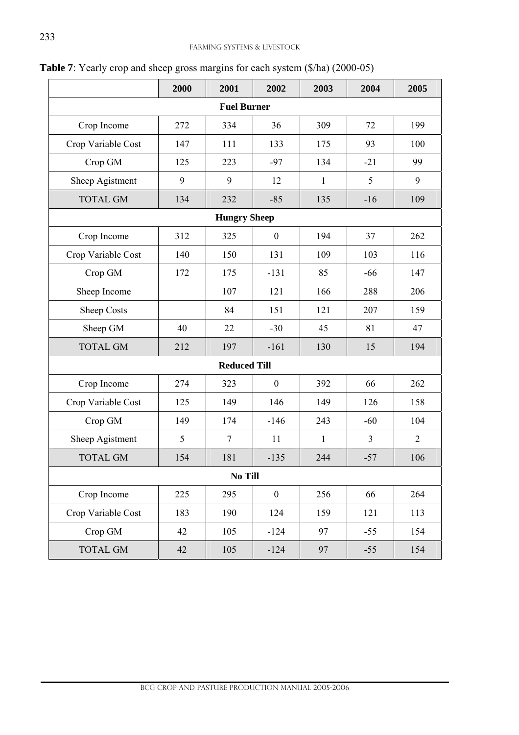**Table 7**: Yearly crop and sheep gross margins for each system ($/ha) (2000-05)

| | 2000 | 2001 | 2002 | 2003 | 2004 | 2005 |
|---|---|---|---|---|---|---|
| **Fuel Burner** | | | | | | |
| Crop Income | 272 | 334 | 36 | 309 | 72 | 199 |
| Crop Variable Cost | 147 | 111 | 133 | 175 | 93 | 100 |
| Crop GM | 125 | 223 | -97 | 134 | -21 | 99 |
| Sheep Agistment | 9 | 9 | 12 | 1 | 5 | 9 |
| TOTAL GM | 134 | 232 | -85 | 135 | -16 | 109 |
| **Hungry Sheep** | | | | | | |
| Crop Income | 312 | 325 | 0 | 194 | 37 | 262 |
| Crop Variable Cost | 140 | 150 | 131 | 109 | 103 | 116 |
| Crop GM | 172 | 175 | -131 | 85 | -66 | 147 |
| Sheep Income | | 107 | 121 | 166 | 288 | 206 |
| Sheep Costs | | 84 | 151 | 121 | 207 | 159 |
| Sheep GM | 40 | 22 | -30 | 45 | 81 | 47 |
| TOTAL GM | 212 | 197 | -161 | 130 | 15 | 194 |
| **Reduced Till** | | | | | | |
| Crop Income | 274 | 323 | 0 | 392 | 66 | 262 |
| Crop Variable Cost | 125 | 149 | 146 | 149 | 126 | 158 |
| Crop GM | 149 | 174 | -146 | 243 | -60 | 104 |
| Sheep Agistment | 5 | 7 | 11 | 1 | 3 | 2 |
| TOTAL GM | 154 | 181 | -135 | 244 | -57 | 106 |
| **No Till** | | | | | | |
| Crop Income | 225 | 295 | 0 | 256 | 66 | 264 |
| Crop Variable Cost | 183 | 190 | 124 | 159 | 121 | 113 |
| Crop GM | 42 | 105 | -124 | 97 | -55 | 154 |
| TOTAL GM | 42 | 105 | -124 | 97 | -55 | 154 |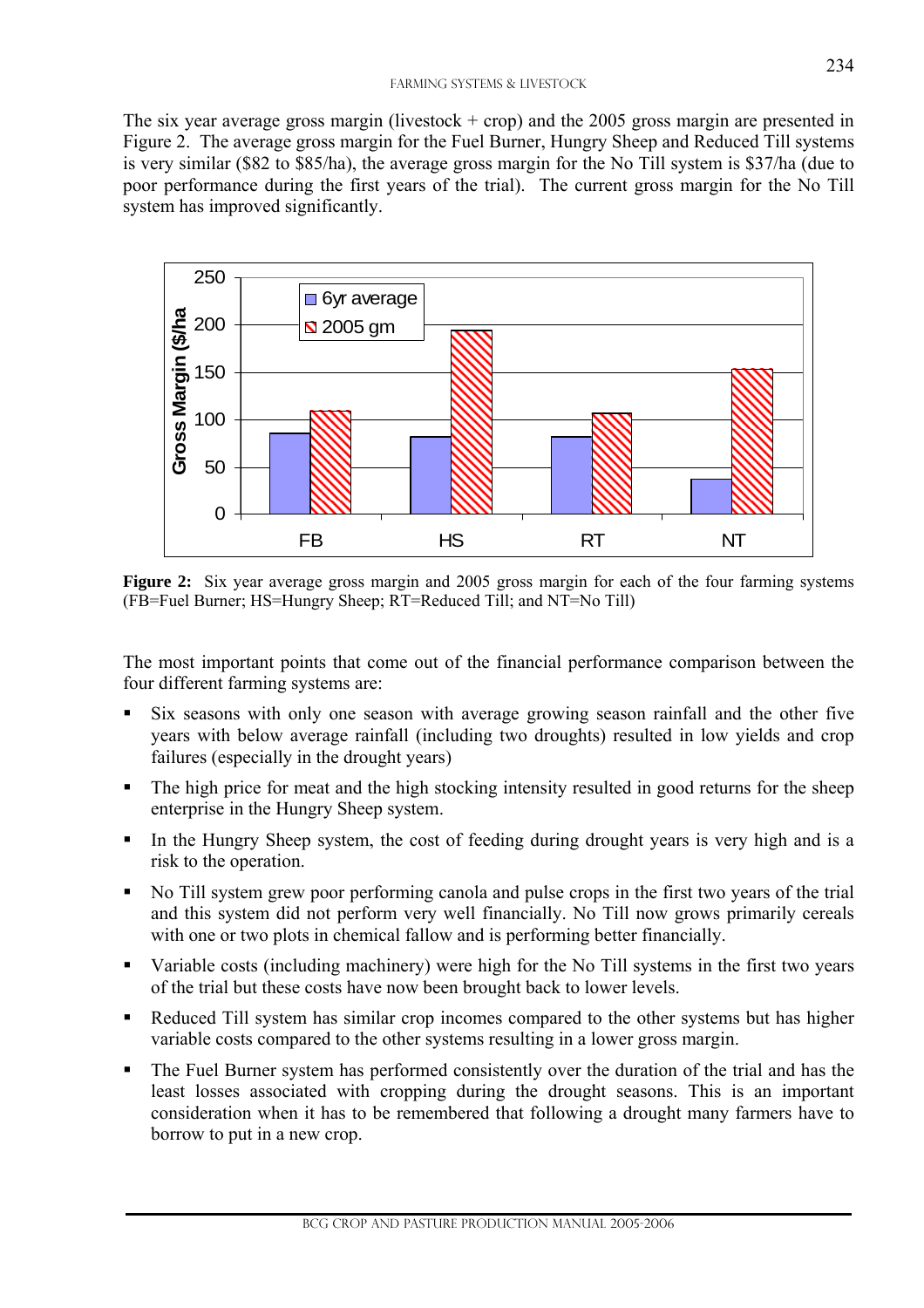The six year average gross margin (livestock + crop) and the 2005 gross margin are presented in Figure 2. The average gross margin for the Fuel Burner, Hungry Sheep and Reduced Till systems is very similar ($82 to $85/ha), the average gross margin for the No Till system is $37/ha (due to poor performance during the first years of the trial). The current gross margin for the No Till system has improved significantly.

**Figure 2:** Six year average gross margin and 2005 gross margin for each of the four farming systems (FB=Fuel Burner; HS=Hungry Sheep; RT=Reduced Till; and NT=No Till)

The most important points that come out of the financial performance comparison between the four different farming systems are:

- Six seasons with only one season with average growing season rainfall and the other five years with below average rainfall (including two droughts) resulted in low yields and crop failures (especially in the drought years)
- The high price for meat and the high stocking intensity resulted in good returns for the sheep enterprise in the Hungry Sheep system.
- In the Hungry Sheep system, the cost of feeding during drought years is very high and is a risk to the operation.
- No Till system grew poor performing canola and pulse crops in the first two years of the trial and this system did not perform very well financially. No Till now grows primarily cereals with one or two plots in chemical fallow and is performing better financially.
- Variable costs (including machinery) were high for the No Till systems in the first two years of the trial but these costs have now been brought back to lower levels.
- Reduced Till system has similar crop incomes compared to the other systems but has higher variable costs compared to the other systems resulting in a lower gross margin.
- The Fuel Burner system has performed consistently over the duration of the trial and has the least losses associated with cropping during the drought seasons. This is an important consideration when it has to be remembered that following a drought many farmers have to borrow to put in a new crop.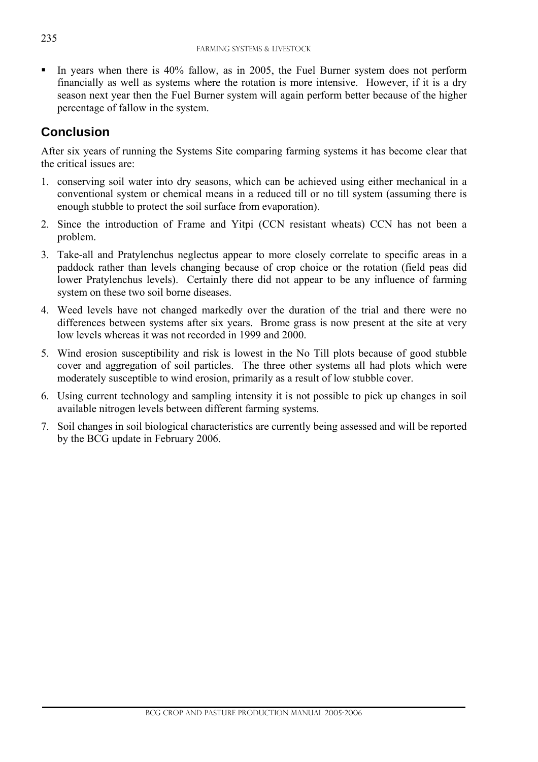- In years when there is 40% fallow, as in 2005, the Fuel Burner system does not perform financially as well as systems where the rotation is more intensive. However, if it is a dry season next year then the Fuel Burner system will again perform better because of the higher percentage of fallow in the system.

## Conclusion

After six years of running the Systems Site comparing farming systems it has become clear that the critical issues are:

1. conserving soil water into dry seasons, which can be achieved using either mechanical in a conventional system or chemical means in a reduced till or no till system (assuming there is enough stubble to protect the soil surface from evaporation).
2. Since the introduction of Frame and Yitpi (CCN resistant wheats) CCN has not been a problem.
3. Take-all and Pratylenchus neglectus appear to more closely correlate to specific areas in a paddock rather than levels changing because of crop choice or the rotation (field peas did lower Pratylenchus levels). Certainly there did not appear to be any influence of farming system on these two soil borne diseases.
4. Weed levels have not changed markedly over the duration of the trial and there were no differences between systems after six years. Brome grass is now present at the site at very low levels whereas it was not recorded in 1999 and 2000.
5. Wind erosion susceptibility and risk is lowest in the No Till plots because of good stubble cover and aggregation of soil particles. The three other systems all had plots which were moderately susceptible to wind erosion, primarily as a result of low stubble cover.
6. Using current technology and sampling intensity it is not possible to pick up changes in soil available nitrogen levels between different farming systems.
7. Soil changes in soil biological characteristics are currently being assessed and will be reported by the BCG update in February 2006.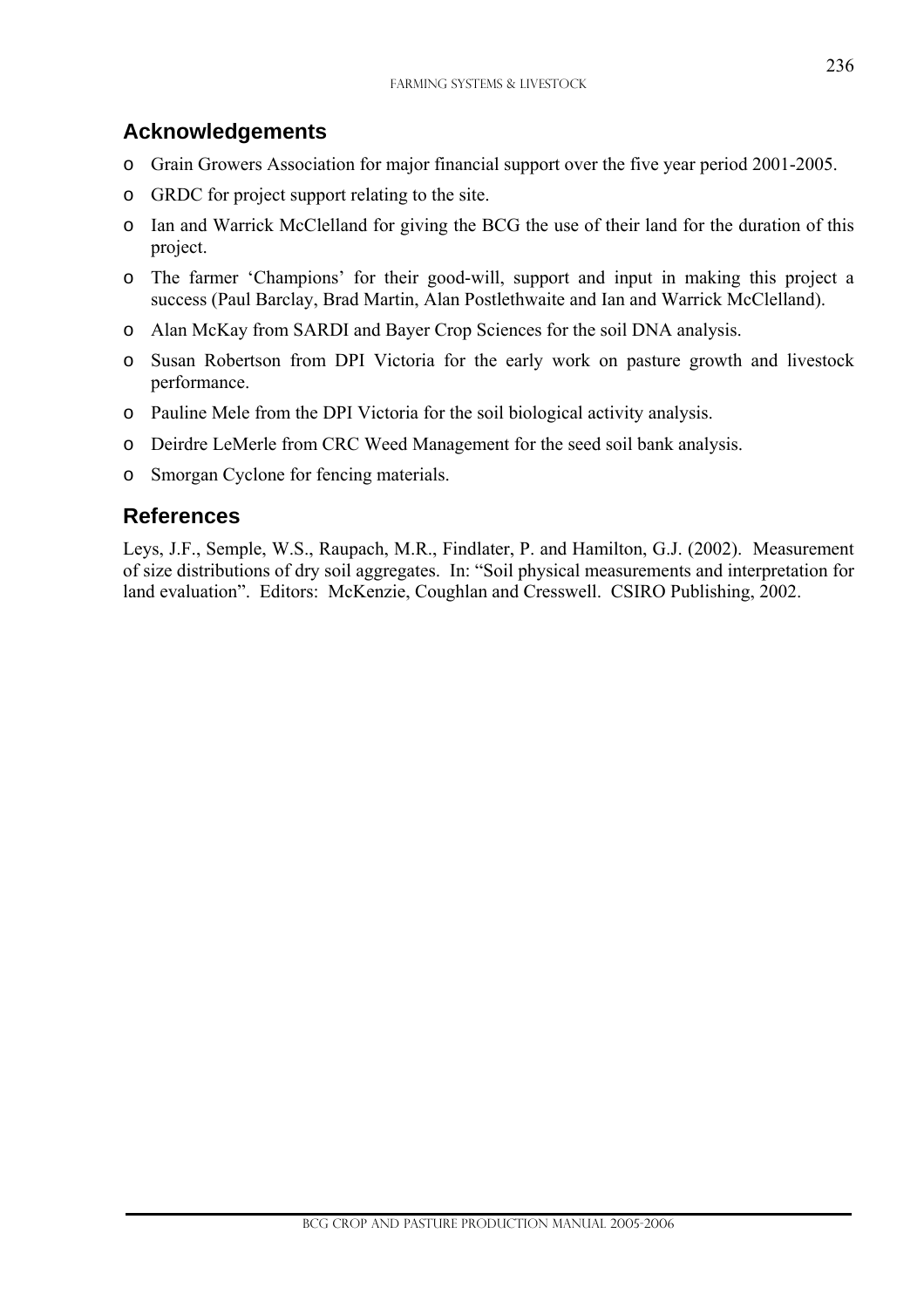## Acknowledgements

- Grain Growers Association for major financial support over the five year period 2001-2005.
- GRDC for project support relating to the site.
- Ian and Warrick McClelland for giving the BCG the use of their land for the duration of this project.
- The farmer 'Champions' for their good-will, support and input in making this project a success (Paul Barclay, Brad Martin, Alan Postlethwaite and Ian and Warrick McClelland).
- Alan McKay from SARDI and Bayer Crop Sciences for the soil DNA analysis.
- Susan Robertson from DPI Victoria for the early work on pasture growth and livestock performance.
- Pauline Mele from the DPI Victoria for the soil biological activity analysis.
- Deirdre LeMerle from CRC Weed Management for the seed soil bank analysis.
- Smorgan Cyclone for fencing materials.

## References

Leys, J.F., Semple, W.S., Raupach, M.R., Findlater, P. and Hamilton, G.J. (2002). Measurement of size distributions of dry soil aggregates. In: "Soil physical measurements and interpretation for land evaluation". Editors: McKenzie, Coughlan and Cresswell. CSIRO Publishing, 2002.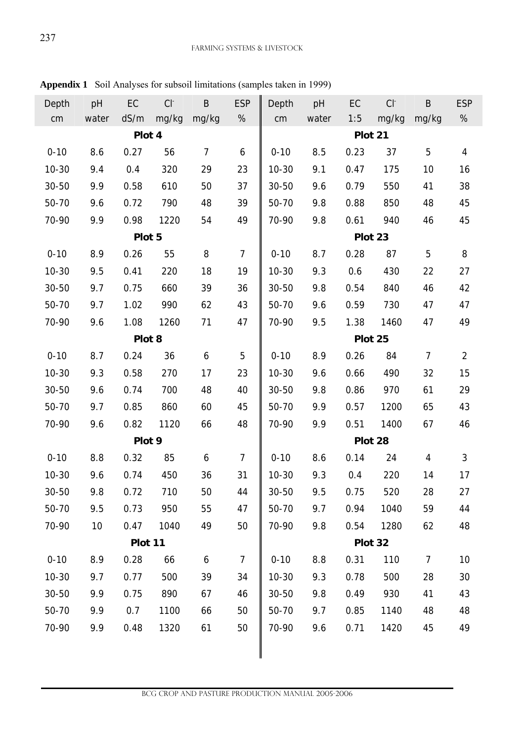**Appendix 1** Soil Analyses for subsoil limitations (samples taken in 1999)

| Depth cm | pH water | EC dS/m | $Cl^-$ mg/kg | B mg/kg | ESP % | Depth cm | pH water | EC 1:5 | $Cl^-$ mg/kg | B mg/kg | ESP % |
|---|---|---|---|---|---|---|---|---|---|---|---|
| | | **Plot 4** | | | | | | **Plot 21** | | | |
| 0-10 | 8.6 | 0.27 | 56 | 7 | 6 | 0-10 | 8.5 | 0.23 | 37 | 5 | 4 |
| 10-30 | 9.4 | 0.4 | 320 | 29 | 23 | 10-30 | 9.1 | 0.47 | 175 | 10 | 16 |
| 30-50 | 9.9 | 0.58 | 610 | 50 | 37 | 30-50 | 9.6 | 0.79 | 550 | 41 | 38 |
| 50-70 | 9.6 | 0.72 | 790 | 48 | 39 | 50-70 | 9.8 | 0.88 | 850 | 48 | 45 |
| 70-90 | 9.9 | 0.98 | 1220 | 54 | 49 | 70-90 | 9.8 | 0.61 | 940 | 46 | 45 |
| | | **Plot 5** | | | | | | **Plot 23** | | | |
| 0-10 | 8.9 | 0.26 | 55 | 8 | 7 | 0-10 | 8.7 | 0.28 | 87 | 5 | 8 |
| 10-30 | 9.5 | 0.41 | 220 | 18 | 19 | 10-30 | 9.3 | 0.6 | 430 | 22 | 27 |
| 30-50 | 9.7 | 0.75 | 660 | 39 | 36 | 30-50 | 9.8 | 0.54 | 840 | 46 | 42 |
| 50-70 | 9.7 | 1.02 | 990 | 62 | 43 | 50-70 | 9.6 | 0.59 | 730 | 47 | 47 |
| 70-90 | 9.6 | 1.08 | 1260 | 71 | 47 | 70-90 | 9.5 | 1.38 | 1460 | 47 | 49 |
| | | **Plot 8** | | | | | | **Plot 25** | | | |
| 0-10 | 8.7 | 0.24 | 36 | 6 | 5 | 0-10 | 8.9 | 0.26 | 84 | 7 | 2 |
| 10-30 | 9.3 | 0.58 | 270 | 17 | 23 | 10-30 | 9.6 | 0.66 | 490 | 32 | 15 |
| 30-50 | 9.6 | 0.74 | 700 | 48 | 40 | 30-50 | 9.8 | 0.86 | 970 | 61 | 29 |
| 50-70 | 9.7 | 0.85 | 860 | 60 | 45 | 50-70 | 9.9 | 0.57 | 1200 | 65 | 43 |
| 70-90 | 9.6 | 0.82 | 1120 | 66 | 48 | 70-90 | 9.9 | 0.51 | 1400 | 67 | 46 |
| | | **Plot 9** | | | | | | **Plot 28** | | | |
| 0-10 | 8.8 | 0.32 | 85 | 6 | 7 | 0-10 | 8.6 | 0.14 | 24 | 4 | 3 |
| 10-30 | 9.6 | 0.74 | 450 | 36 | 31 | 10-30 | 9.3 | 0.4 | 220 | 14 | 17 |
| 30-50 | 9.8 | 0.72 | 710 | 50 | 44 | 30-50 | 9.5 | 0.75 | 520 | 28 | 27 |
| 50-70 | 9.5 | 0.73 | 950 | 55 | 47 | 50-70 | 9.7 | 0.94 | 1040 | 59 | 44 |
| 70-90 | 10 | 0.47 | 1040 | 49 | 50 | 70-90 | 9.8 | 0.54 | 1280 | 62 | 48 |
| | | **Plot 11** | | | | | | **Plot 32** | | | |
| 0-10 | 8.9 | 0.28 | 66 | 6 | 7 | 0-10 | 8.8 | 0.31 | 110 | 7 | 10 |
| 10-30 | 9.7 | 0.77 | 500 | 39 | 34 | 10-30 | 9.3 | 0.78 | 500 | 28 | 30 |
| 30-50 | 9.9 | 0.75 | 890 | 67 | 46 | 30-50 | 9.8 | 0.49 | 930 | 41 | 43 |
| 50-70 | 9.9 | 0.7 | 1100 | 66 | 50 | 50-70 | 9.7 | 0.85 | 1140 | 48 | 48 |
| 70-90 | 9.9 | 0.48 | 1320 | 61 | 50 | 70-90 | 9.6 | 0.71 | 1420 | 45 | 49 |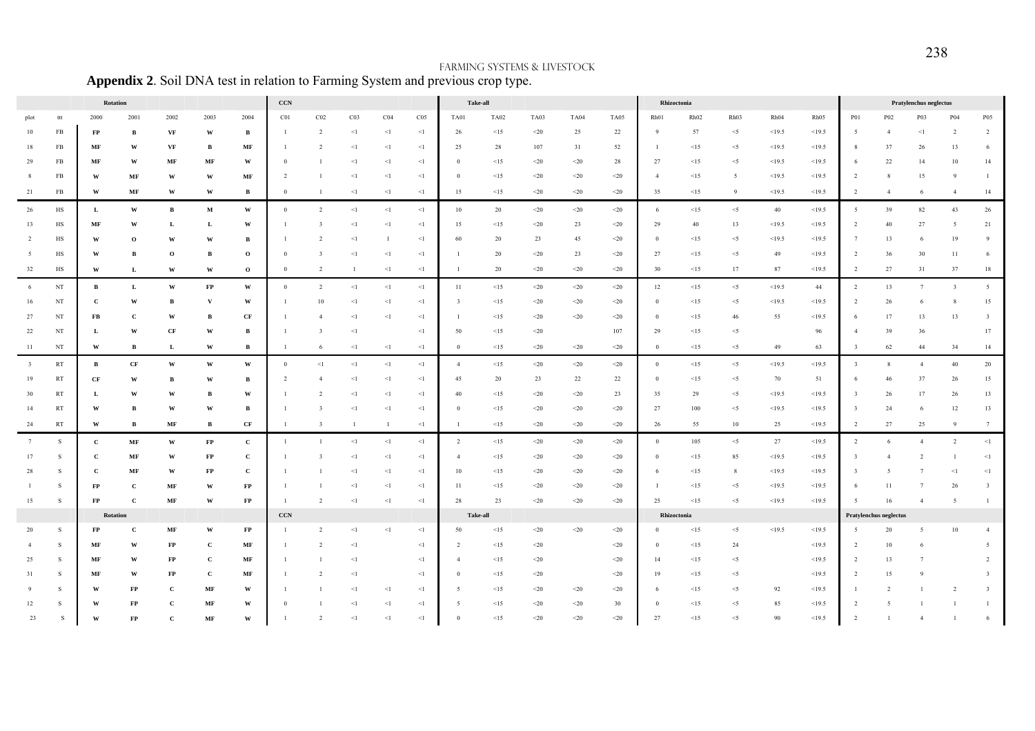**Appendix 2**. Soil DNA test in relation to Farming System and previous crop type.

| | | Rotation | | | | | CCN | | | | | Take-all | | | | | Rhizoctonia | | | | | Pratylenchus neglectus | | | | |
|---|---|---|---|---|---|---|---|---|---|---|---|---|---|---|---|---|---|---|---|---|---|---|---|---|---|---|
| plot | ttt | 2000 | 2001 | 2002 | 2003 | 2004 | C01 | C02 | C03 | C04 | C05 | TA01 | TA02 | TA03 | TA04 | TA05 | Rh01 | Rh02 | Rh03 | Rh04 | Rh05 | P01 | P02 | P03 | P04 | P05 |
| 10 | FB | **FP** | **B** | **VF** | **W** | **B** | 1 | 2 | <1 | <1 | <1 | 26 | <15 | <20 | 25 | 22 | 9 | 57 | <5 | <19.5 | <19.5 | 5 | 4 | <1 | 2 | 2 |
| 18 | FB | **MF** | **W** | **VF** | **B** | **MF** | 1 | 2 | <1 | <1 | <1 | 25 | 28 | 107 | 31 | 52 | 1 | <15 | <5 | <19.5 | <19.5 | 8 | 37 | 26 | 13 | 6 |
| 29 | FB | **MF** | **W** | **MF** | **MF** | **W** | 0 | 1 | <1 | <1 | <1 | 0 | <15 | <20 | <20 | 28 | 27 | <15 | <5 | <19.5 | <19.5 | 6 | 22 | 14 | 10 | 14 |
| 8 | FB | **W** | **MF** | **W** | **W** | **MF** | 2 | 1 | <1 | <1 | <1 | 0 | <15 | <20 | <20 | <20 | 4 | <15 | 5 | <19.5 | <19.5 | 2 | 8 | 15 | 9 | 1 |
| 21 | FB | **W** | **MF** | **W** | **W** | **B** | 0 | 1 | <1 | <1 | <1 | 15 | <15 | <20 | <20 | <20 | 35 | <15 | 9 | <19.5 | <19.5 | 2 | 4 | 6 | 4 | 14 |
| 26 | HS | **L** | **W** | **B** | **M** | **W** | 0 | 2 | <1 | <1 | <1 | 10 | 20 | <20 | <20 | <20 | 6 | <15 | <5 | 40 | <19.5 | 5 | 39 | 82 | 43 | 26 |
| 13 | HS | **MF** | **W** | **L** | **L** | **W** | 1 | 3 | <1 | <1 | <1 | 15 | <15 | <20 | 23 | <20 | 29 | 40 | 13 | <19.5 | <19.5 | 2 | 40 | 27 | 5 | 21 |
| 2 | HS | **W** | **O** | **W** | **W** | **B** | 1 | 2 | <1 | 1 | <1 | 60 | 20 | 23 | 45 | <20 | 0 | <15 | <5 | <19.5 | <19.5 | 7 | 13 | 6 | 19 | 9 |
| 5 | HS | **W** | **B** | **O** | **B** | **O** | 0 | 3 | <1 | <1 | <1 | 1 | 20 | <20 | 23 | <20 | 27 | <15 | <5 | 49 | <19.5 | 2 | 36 | 30 | 11 | 6 |
| 32 | HS | **W** | **L** | **W** | **W** | **O** | 0 | 2 | 1 | <1 | <1 | 1 | 20 | <20 | <20 | <20 | 30 | <15 | 17 | 87 | <19.5 | 2 | 27 | 31 | 37 | 18 |
| 6 | NT | **B** | **L** | **W** | **FP** | **W** | 0 | 2 | <1 | <1 | <1 | 11 | <15 | <20 | <20 | <20 | 12 | <15 | <5 | <19.5 | 44 | 2 | 13 | 7 | 3 | 5 |
| 16 | NT | **C** | **W** | **B** | **V** | **W** | 1 | 10 | <1 | <1 | <1 | 3 | <15 | <20 | <20 | <20 | 0 | <15 | <5 | <19.5 | <19.5 | 2 | 26 | 6 | 8 | 15 |
| 27 | NT | **FB** | **C** | **W** | **B** | **CF** | 1 | 4 | <1 | <1 | <1 | 1 | <15 | <20 | <20 | <20 | 0 | <15 | 46 | 55 | <19.5 | 6 | 17 | 13 | 13 | 3 |
| 22 | NT | **L** | **W** | **CF** | **W** | **B** | 1 | 3 | <1 | | <1 | 50 | <15 | <20 | | 107 | 29 | <15 | <5 | | 96 | 4 | 39 | 36 | | 17 |
| 11 | NT | **W** | **B** | **L** | **W** | **B** | 1 | 6 | <1 | <1 | <1 | 0 | <15 | <20 | <20 | <20 | 0 | <15 | <5 | 49 | 63 | 3 | 62 | 44 | 34 | 14 |
| 3 | RT | **B** | **CF** | **W** | **W** | **W** | 0 | <1 | <1 | <1 | <1 | 4 | <15 | <20 | <20 | <20 | 0 | <15 | <5 | <19.5 | <19.5 | 3 | 8 | 4 | 40 | 20 |
| 19 | RT | **CF** | **W** | **B** | **W** | **B** | 2 | 4 | <1 | <1 | <1 | 45 | 20 | 23 | 22 | 22 | 0 | <15 | <5 | 70 | 51 | 6 | 46 | 37 | 26 | 15 |
| 30 | RT | **L** | **W** | **W** | **B** | **W** | 1 | 2 | <1 | <1 | <1 | 40 | <15 | <20 | <20 | 23 | 35 | 29 | <5 | <19.5 | <19.5 | 3 | 26 | 17 | 26 | 13 |
| 14 | RT | **W** | **B** | **W** | **W** | **B** | 1 | 3 | <1 | <1 | <1 | 0 | <15 | <20 | <20 | <20 | 27 | 100 | <5 | <19.5 | <19.5 | 3 | 24 | 6 | 12 | 13 |
| 24 | RT | **W** | **B** | **MF** | **B** | **CF** | 1 | 3 | 1 | 1 | <1 | 1 | <15 | <20 | <20 | <20 | 26 | 55 | 10 | 25 | <19.5 | 2 | 27 | 25 | 9 | 7 |
| 7 | S | **C** | **MF** | **W** | **FP** | **C** | 1 | 1 | <1 | <1 | <1 | 2 | <15 | <20 | <20 | <20 | 0 | 105 | <5 | 27 | <19.5 | 2 | 6 | 4 | 2 | <1 |
| 17 | S | **C** | **MF** | **W** | **FP** | **C** | 1 | 3 | <1 | <1 | <1 | 4 | <15 | <20 | <20 | <20 | 0 | <15 | 85 | <19.5 | <19.5 | 3 | 4 | 2 | 1 | <1 |
| 28 | S | **C** | **MF** | **W** | **FP** | **C** | 1 | 1 | <1 | <1 | <1 | 10 | <15 | <20 | <20 | <20 | 6 | <15 | 8 | <19.5 | <19.5 | 3 | 5 | 7 | <1 | <1 |
| 1 | S | **FP** | **C** | **MF** | **W** | **FP** | 1 | 1 | <1 | <1 | <1 | 11 | <15 | <20 | <20 | <20 | 1 | <15 | <5 | <19.5 | <19.5 | 6 | 11 | 7 | 26 | 3 |
| 15 | S | **FP** | **C** | **MF** | **W** | **FP** | 1 | 2 | <1 | <1 | <1 | 28 | 23 | <20 | <20 | <20 | 25 | <15 | <5 | <19.5 | <19.5 | 5 | 16 | 4 | 5 | 1 |
| | | Rotation | | | | | CCN | | | | | Take-all | | | | | Rhizoctonia | | | | | Pratylenchus neglectus | | | | |
| 20 | S | **FP** | **C** | **MF** | **W** | **FP** | 1 | 2 | <1 | <1 | <1 | 50 | <15 | <20 | <20 | <20 | 0 | <15 | <5 | <19.5 | <19.5 | 5 | 20 | 5 | 10 | 4 |
| 4 | S | **MF** | **W** | **FP** | **C** | **MF** | 1 | 2 | <1 | | <1 | 2 | <15 | <20 | | <20 | 0 | <15 | 24 | | <19.5 | 2 | 10 | 6 | | 5 |
| 25 | S | **MF** | **W** | **FP** | **C** | **MF** | 1 | 1 | <1 | | <1 | 4 | <15 | <20 | | <20 | 14 | <15 | <5 | | <19.5 | 2 | 13 | 7 | | 2 |
| 31 | S | **MF** | **W** | **FP** | **C** | **MF** | 1 | 2 | <1 | | <1 | 0 | <15 | <20 | | <20 | 19 | <15 | <5 | | <19.5 | 2 | 15 | 9 | | 3 |
| 9 | S | **W** | **FP** | **C** | **MF** | **W** | 1 | 1 | <1 | <1 | <1 | 5 | <15 | <20 | <20 | <20 | 6 | <15 | <5 | 92 | <19.5 | 1 | 2 | 1 | 2 | 3 |
| 12 | S | **W** | **FP** | **C** | **MF** | **W** | 0 | 1 | <1 | <1 | <1 | 5 | <15 | <20 | <20 | 30 | 0 | <15 | <5 | 85 | <19.5 | 2 | 5 | 1 | 1 | 1 |
| 23 | S | **W** | **FP** | **C** | **MF** | **W** | 1 | 2 | <1 | <1 | <1 | 0 | <15 | <20 | <20 | <20 | 27 | <15 | <5 | 90 | <19.5 | 2 | 1 | 4 | 1 | 6 |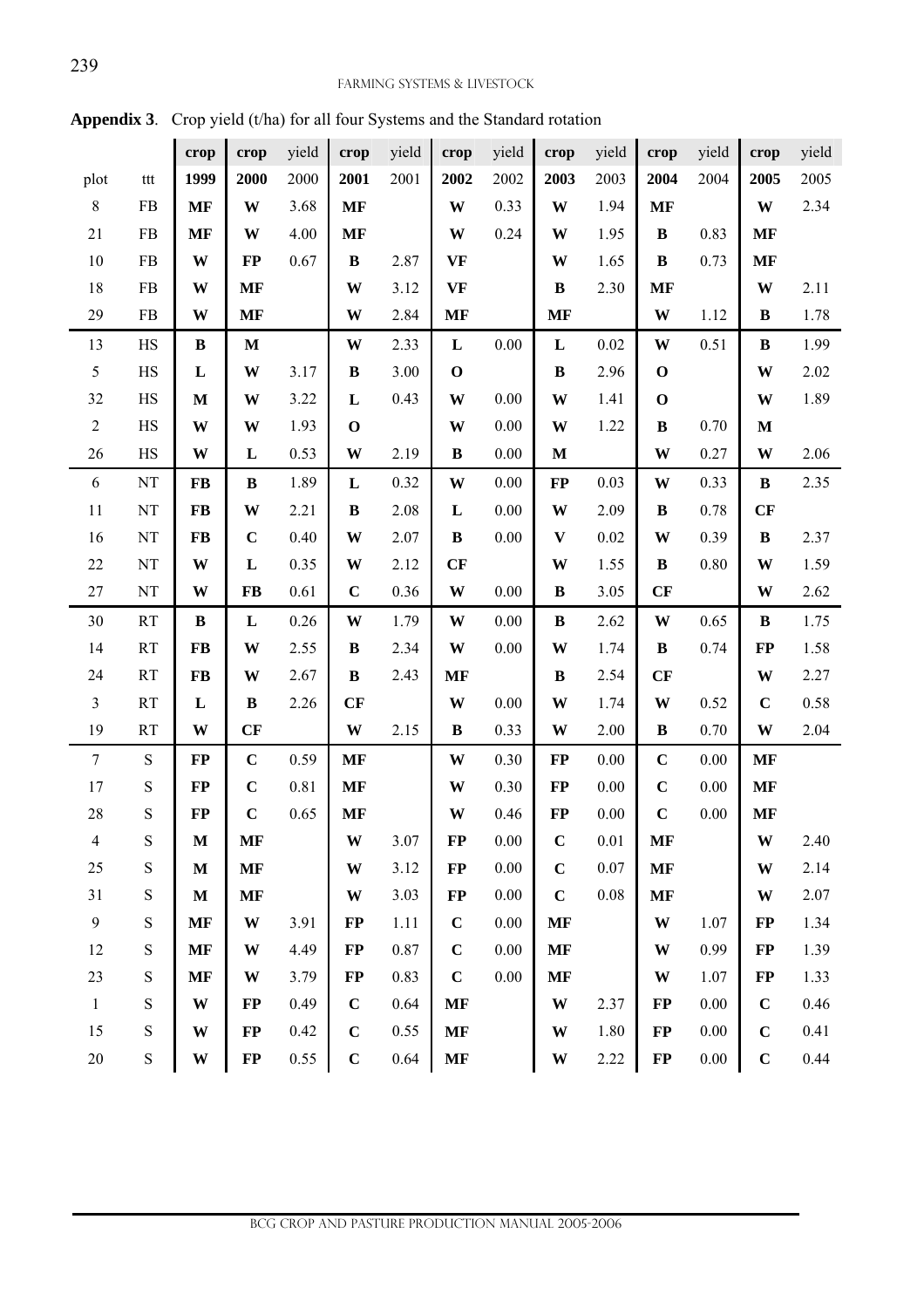**Appendix 3**. Crop yield (t/ha) for all four Systems and the Standard rotation

| | | crop | crop | yield | crop | yield | crop | yield | crop | yield | crop | yield | crop | yield |
|---|---|---|---|---|---|---|---|---|---|---|---|---|---|---|
| plot | ttt | 1999 | 2000 | 2000 | 2001 | 2001 | 2002 | 2002 | 2003 | 2003 | 2004 | 2004 | 2005 | 2005 |
| 8 | FB | **MF** | **W** | 3.68 | **MF** | | **W** | 0.33 | **W** | 1.94 | **MF** | | **W** | 2.34 |
| 21 | FB | **MF** | **W** | 4.00 | **MF** | | **W** | 0.24 | **W** | 1.95 | **B** | 0.83 | **MF** | |
| 10 | FB | **W** | **FP** | 0.67 | **B** | 2.87 | **VF** | | **W** | 1.65 | **B** | 0.73 | **MF** | |
| 18 | FB | **W** | **MF** | | **W** | 3.12 | **VF** | | **B** | 2.30 | **MF** | | **W** | 2.11 |
| 29 | FB | **W** | **MF** | | **W** | 2.84 | **MF** | | **MF** | | **W** | 1.12 | **B** | 1.78 |
| 13 | HS | **B** | **M** | | **W** | 2.33 | **L** | 0.00 | **L** | 0.02 | **W** | 0.51 | **B** | 1.99 |
| 5 | HS | **L** | **W** | 3.17 | **B** | 3.00 | **O** | | **B** | 2.96 | **O** | | **W** | 2.02 |
| 32 | HS | **M** | **W** | 3.22 | **L** | 0.43 | **W** | 0.00 | **W** | 1.41 | **O** | | **W** | 1.89 |
| 2 | HS | **W** | **W** | 1.93 | **O** | | **W** | 0.00 | **W** | 1.22 | **B** | 0.70 | **M** | |
| 26 | HS | **W** | **L** | 0.53 | **W** | 2.19 | **B** | 0.00 | **M** | | **W** | 0.27 | **W** | 2.06 |
| 6 | NT | **FB** | **B** | 1.89 | **L** | 0.32 | **W** | 0.00 | **FP** | 0.03 | **W** | 0.33 | **B** | 2.35 |
| 11 | NT | **FB** | **W** | 2.21 | **B** | 2.08 | **L** | 0.00 | **W** | 2.09 | **B** | 0.78 | **CF** | |
| 16 | NT | **FB** | **C** | 0.40 | **W** | 2.07 | **B** | 0.00 | **V** | 0.02 | **W** | 0.39 | **B** | 2.37 |
| 22 | NT | **W** | **L** | 0.35 | **W** | 2.12 | **CF** | | **W** | 1.55 | **B** | 0.80 | **W** | 1.59 |
| 27 | NT | **W** | **FB** | 0.61 | **C** | 0.36 | **W** | 0.00 | **B** | 3.05 | **CF** | | **W** | 2.62 |
| 30 | RT | **B** | **L** | 0.26 | **W** | 1.79 | **W** | 0.00 | **B** | 2.62 | **W** | 0.65 | **B** | 1.75 |
| 14 | RT | **FB** | **W** | 2.55 | **B** | 2.34 | **W** | 0.00 | **W** | 1.74 | **B** | 0.74 | **FP** | 1.58 |
| 24 | RT | **FB** | **W** | 2.67 | **B** | 2.43 | **MF** | | **B** | 2.54 | **CF** | | **W** | 2.27 |
| 3 | RT | **L** | **B** | 2.26 | **CF** | | **W** | 0.00 | **W** | 1.74 | **W** | 0.52 | **C** | 0.58 |
| 19 | RT | **W** | **CF** | | **W** | 2.15 | **B** | 0.33 | **W** | 2.00 | **B** | 0.70 | **W** | 2.04 |
| 7 | S | **FP** | **C** | 0.59 | **MF** | | **W** | 0.30 | **FP** | 0.00 | **C** | 0.00 | **MF** | |
| 17 | S | **FP** | **C** | 0.81 | **MF** | | **W** | 0.30 | **FP** | 0.00 | **C** | 0.00 | **MF** | |
| 28 | S | **FP** | **C** | 0.65 | **MF** | | **W** | 0.46 | **FP** | 0.00 | **C** | 0.00 | **MF** | |
| 4 | S | **M** | **MF** | | **W** | 3.07 | **FP** | 0.00 | **C** | 0.01 | **MF** | | **W** | 2.40 |
| 25 | S | **M** | **MF** | | **W** | 3.12 | **FP** | 0.00 | **C** | 0.07 | **MF** | | **W** | 2.14 |
| 31 | S | **M** | **MF** | | **W** | 3.03 | **FP** | 0.00 | **C** | 0.08 | **MF** | | **W** | 2.07 |
| 9 | S | **MF** | **W** | 3.91 | **FP** | 1.11 | **C** | 0.00 | **MF** | | **W** | 1.07 | **FP** | 1.34 |
| 12 | S | **MF** | **W** | 4.49 | **FP** | 0.87 | **C** | 0.00 | **MF** | | **W** | 0.99 | **FP** | 1.39 |
| 23 | S | **MF** | **W** | 3.79 | **FP** | 0.83 | **C** | 0.00 | **MF** | | **W** | 1.07 | **FP** | 1.33 |
| 1 | S | **W** | **FP** | 0.49 | **C** | 0.64 | **MF** | | **W** | 2.37 | **FP** | 0.00 | **C** | 0.46 |
| 15 | S | **W** | **FP** | 0.42 | **C** | 0.55 | **MF** | | **W** | 1.80 | **FP** | 0.00 | **C** | 0.41 |
| 20 | S | **W** | **FP** | 0.55 | **C** | 0.64 | **MF** | | **W** | 2.22 | **FP** | 0.00 | **C** | 0.44 |